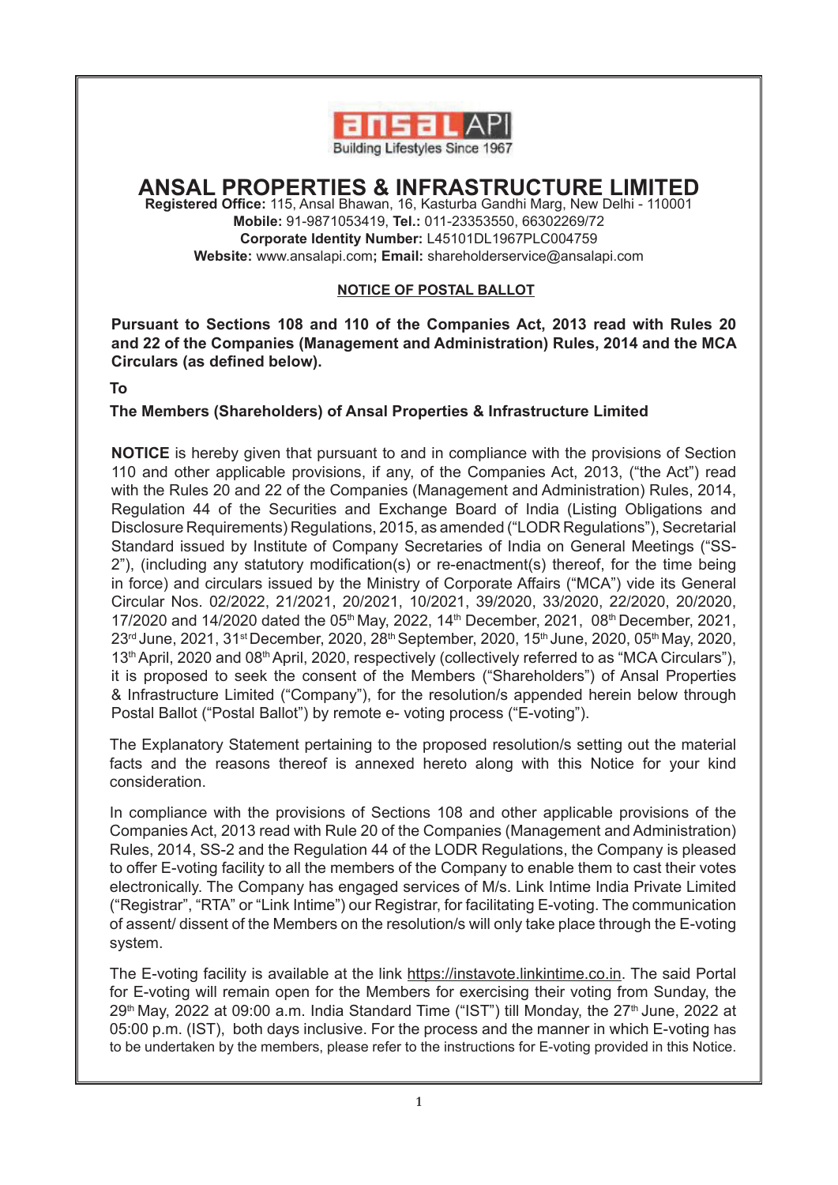ansal API
Building Lifestyles Since 1967

# ANSAL PROPERTIES & INFRASTRUCTURE LIMITED

**Registered Office:** 115, Ansal Bhawan, 16, Kasturba Gandhi Marg, New Delhi - 110001
**Mobile:** 91-9871053419, **Tel.:** 011-23353550, 66302269/72
**Corporate Identity Number:** L45101DL1967PLC004759
**Website:** www.ansalapi.com**; Email:** shareholderservice@ansalapi.com

## NOTICE OF POSTAL BALLOT

**Pursuant to Sections 108 and 110 of the Companies Act, 2013 read with Rules 20 and 22 of the Companies (Management and Administration) Rules, 2014 and the MCA Circulars (as defined below).**

**To**

**The Members (Shareholders) of Ansal Properties & Infrastructure Limited**

**NOTICE** is hereby given that pursuant to and in compliance with the provisions of Section 110 and other applicable provisions, if any, of the Companies Act, 2013, ("the Act") read with the Rules 20 and 22 of the Companies (Management and Administration) Rules, 2014, Regulation 44 of the Securities and Exchange Board of India (Listing Obligations and Disclosure Requirements) Regulations, 2015, as amended ("LODR Regulations"), Secretarial Standard issued by Institute of Company Secretaries of India on General Meetings ("SS-2"), (including any statutory modification(s) or re-enactment(s) thereof, for the time being in force) and circulars issued by the Ministry of Corporate Affairs ("MCA") vide its General Circular Nos. 02/2022, 21/2021, 20/2021, 10/2021, 39/2020, 33/2020, 22/2020, 20/2020, 17/2020 and 14/2020 dated the 05th May, 2022, 14th December, 2021, 08th December, 2021, 23rd June, 2021, 31st December, 2020, 28th September, 2020, 15th June, 2020, 05th May, 2020, 13th April, 2020 and 08th April, 2020, respectively (collectively referred to as "MCA Circulars"), it is proposed to seek the consent of the Members ("Shareholders") of Ansal Properties & Infrastructure Limited ("Company"), for the resolution/s appended herein below through Postal Ballot ("Postal Ballot") by remote e- voting process ("E-voting").

The Explanatory Statement pertaining to the proposed resolution/s setting out the material facts and the reasons thereof is annexed hereto along with this Notice for your kind consideration.

In compliance with the provisions of Sections 108 and other applicable provisions of the Companies Act, 2013 read with Rule 20 of the Companies (Management and Administration) Rules, 2014, SS-2 and the Regulation 44 of the LODR Regulations, the Company is pleased to offer E-voting facility to all the members of the Company to enable them to cast their votes electronically. The Company has engaged services of M/s. Link Intime India Private Limited ("Registrar", "RTA" or "Link Intime") our Registrar, for facilitating E-voting. The communication of assent/ dissent of the Members on the resolution/s will only take place through the E-voting system.

The E-voting facility is available at the link https://instavote.linkintime.co.in. The said Portal for E-voting will remain open for the Members for exercising their voting from Sunday, the 29th May, 2022 at 09:00 a.m. India Standard Time ("IST") till Monday, the 27th June, 2022 at 05:00 p.m. (IST), both days inclusive. For the process and the manner in which E-voting has to be undertaken by the members, please refer to the instructions for E-voting provided in this Notice.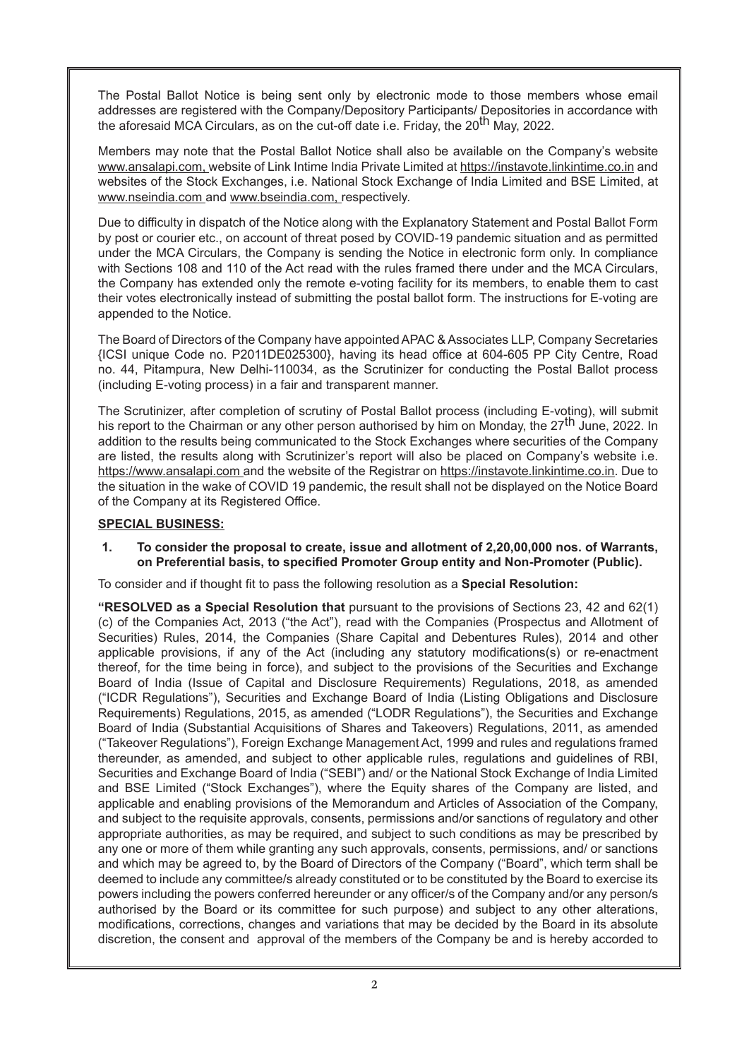The Postal Ballot Notice is being sent only by electronic mode to those members whose email addresses are registered with the Company/Depository Participants/ Depositories in accordance with the aforesaid MCA Circulars, as on the cut-off date i.e. Friday, the 20th May, 2022.

Members may note that the Postal Ballot Notice shall also be available on the Company's website www.ansalapi.com, website of Link Intime India Private Limited at https://instavote.linkintime.co.in and websites of the Stock Exchanges, i.e. National Stock Exchange of India Limited and BSE Limited, at www.nseindia.com and www.bseindia.com, respectively.

Due to difficulty in dispatch of the Notice along with the Explanatory Statement and Postal Ballot Form by post or courier etc., on account of threat posed by COVID-19 pandemic situation and as permitted under the MCA Circulars, the Company is sending the Notice in electronic form only. In compliance with Sections 108 and 110 of the Act read with the rules framed there under and the MCA Circulars, the Company has extended only the remote e-voting facility for its members, to enable them to cast their votes electronically instead of submitting the postal ballot form. The instructions for E-voting are appended to the Notice.

The Board of Directors of the Company have appointed APAC & Associates LLP, Company Secretaries {ICSI unique Code no. P2011DE025300}, having its head office at 604-605 PP City Centre, Road no. 44, Pitampura, New Delhi-110034, as the Scrutinizer for conducting the Postal Ballot process (including E-voting process) in a fair and transparent manner.

The Scrutinizer, after completion of scrutiny of Postal Ballot process (including E-voting), will submit his report to the Chairman or any other person authorised by him on Monday, the 27th June, 2022. In addition to the results being communicated to the Stock Exchanges where securities of the Company are listed, the results along with Scrutinizer's report will also be placed on Company's website i.e. https://www.ansalapi.com and the website of the Registrar on https://instavote.linkintime.co.in. Due to the situation in the wake of COVID 19 pandemic, the result shall not be displayed on the Notice Board of the Company at its Registered Office.

**SPECIAL BUSINESS:**

**1. To consider the proposal to create, issue and allotment of 2,20,00,000 nos. of Warrants, on Preferential basis, to specified Promoter Group entity and Non-Promoter (Public).**

To consider and if thought fit to pass the following resolution as a **Special Resolution:**

**"RESOLVED as a Special Resolution that** pursuant to the provisions of Sections 23, 42 and 62(1) (c) of the Companies Act, 2013 ("the Act"), read with the Companies (Prospectus and Allotment of Securities) Rules, 2014, the Companies (Share Capital and Debentures Rules), 2014 and other applicable provisions, if any of the Act (including any statutory modifications(s) or re-enactment thereof, for the time being in force), and subject to the provisions of the Securities and Exchange Board of India (Issue of Capital and Disclosure Requirements) Regulations, 2018, as amended ("ICDR Regulations"), Securities and Exchange Board of India (Listing Obligations and Disclosure Requirements) Regulations, 2015, as amended ("LODR Regulations"), the Securities and Exchange Board of India (Substantial Acquisitions of Shares and Takeovers) Regulations, 2011, as amended ("Takeover Regulations"), Foreign Exchange Management Act, 1999 and rules and regulations framed thereunder, as amended, and subject to other applicable rules, regulations and guidelines of RBI, Securities and Exchange Board of India ("SEBI") and/ or the National Stock Exchange of India Limited and BSE Limited ("Stock Exchanges"), where the Equity shares of the Company are listed, and applicable and enabling provisions of the Memorandum and Articles of Association of the Company, and subject to the requisite approvals, consents, permissions and/or sanctions of regulatory and other appropriate authorities, as may be required, and subject to such conditions as may be prescribed by any one or more of them while granting any such approvals, consents, permissions, and/ or sanctions and which may be agreed to, by the Board of Directors of the Company ("Board", which term shall be deemed to include any committee/s already constituted or to be constituted by the Board to exercise its powers including the powers conferred hereunder or any officer/s of the Company and/or any person/s authorised by the Board or its committee for such purpose) and subject to any other alterations, modifications, corrections, changes and variations that may be decided by the Board in its absolute discretion, the consent and approval of the members of the Company be and is hereby accorded to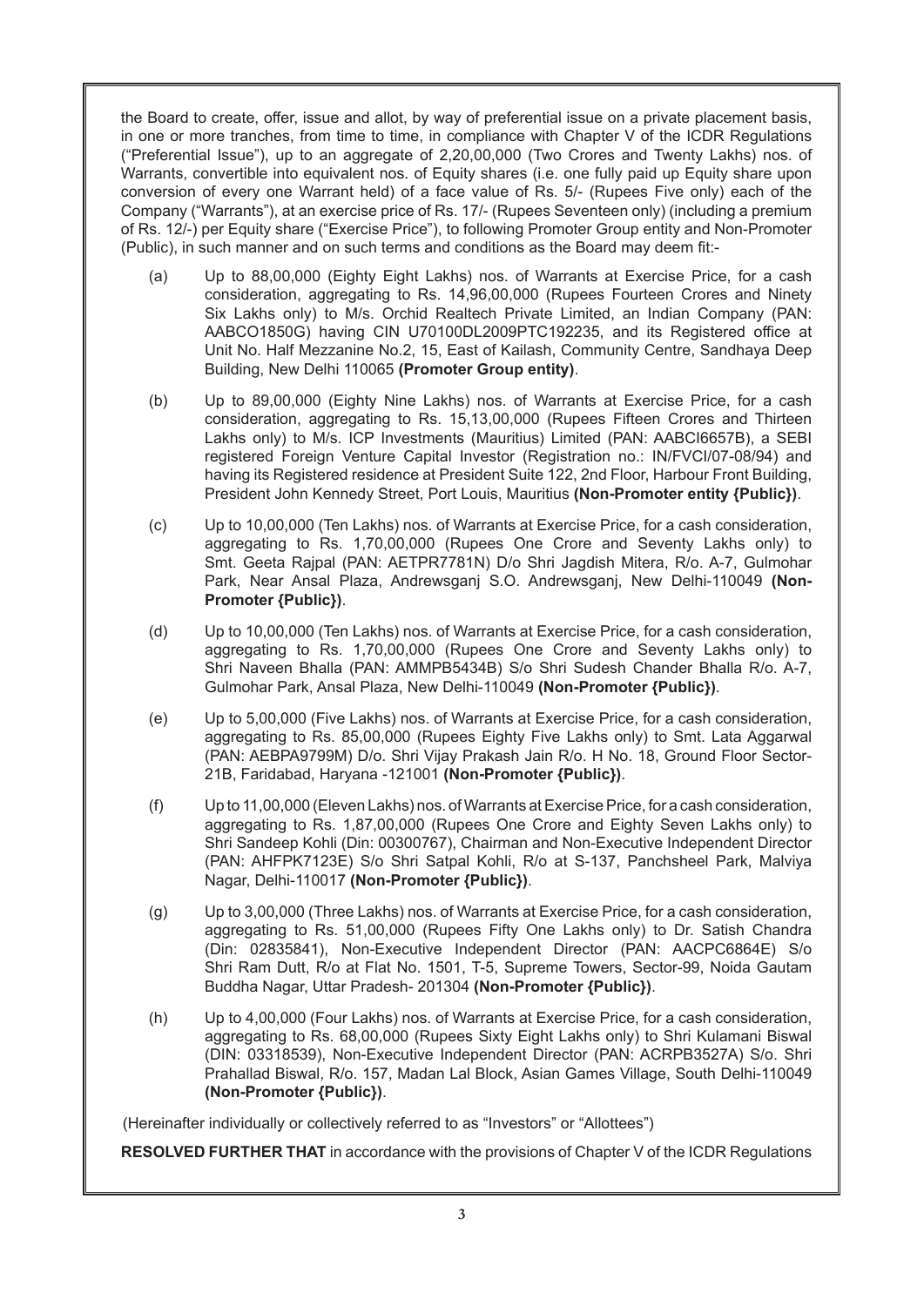the Board to create, offer, issue and allot, by way of preferential issue on a private placement basis, in one or more tranches, from time to time, in compliance with Chapter V of the ICDR Regulations ("Preferential Issue"), up to an aggregate of 2,20,00,000 (Two Crores and Twenty Lakhs) nos. of Warrants, convertible into equivalent nos. of Equity shares (i.e. one fully paid up Equity share upon conversion of every one Warrant held) of a face value of Rs. 5/- (Rupees Five only) each of the Company ("Warrants"), at an exercise price of Rs. 17/- (Rupees Seventeen only) (including a premium of Rs. 12/-) per Equity share ("Exercise Price"), to following Promoter Group entity and Non-Promoter (Public), in such manner and on such terms and conditions as the Board may deem fit:-

(a) Up to 88,00,000 (Eighty Eight Lakhs) nos. of Warrants at Exercise Price, for a cash consideration, aggregating to Rs. 14,96,00,000 (Rupees Fourteen Crores and Ninety Six Lakhs only) to M/s. Orchid Realtech Private Limited, an Indian Company (PAN: AABCO1850G) having CIN U70100DL2009PTC192235, and its Registered office at Unit No. Half Mezzanine No.2, 15, East of Kailash, Community Centre, Sandhaya Deep Building, New Delhi 110065 **(Promoter Group entity)**.

(b) Up to 89,00,000 (Eighty Nine Lakhs) nos. of Warrants at Exercise Price, for a cash consideration, aggregating to Rs. 15,13,00,000 (Rupees Fifteen Crores and Thirteen Lakhs only) to M/s. ICP Investments (Mauritius) Limited (PAN: AABCI6657B), a SEBI registered Foreign Venture Capital Investor (Registration no.: IN/FVCI/07-08/94) and having its Registered residence at President Suite 122, 2nd Floor, Harbour Front Building, President John Kennedy Street, Port Louis, Mauritius **(Non-Promoter entity {Public})**.

(c) Up to 10,00,000 (Ten Lakhs) nos. of Warrants at Exercise Price, for a cash consideration, aggregating to Rs. 1,70,00,000 (Rupees One Crore and Seventy Lakhs only) to Smt. Geeta Rajpal (PAN: AETPR7781N) D/o Shri Jagdish Mitera, R/o. A-7, Gulmohar Park, Near Ansal Plaza, Andrewsganj S.O. Andrewsganj, New Delhi-110049 **(Non-Promoter {Public})**.

(d) Up to 10,00,000 (Ten Lakhs) nos. of Warrants at Exercise Price, for a cash consideration, aggregating to Rs. 1,70,00,000 (Rupees One Crore and Seventy Lakhs only) to Shri Naveen Bhalla (PAN: AMMPB5434B) S/o Shri Sudesh Chander Bhalla R/o. A-7, Gulmohar Park, Ansal Plaza, New Delhi-110049 **(Non-Promoter {Public})**.

(e) Up to 5,00,000 (Five Lakhs) nos. of Warrants at Exercise Price, for a cash consideration, aggregating to Rs. 85,00,000 (Rupees Eighty Five Lakhs only) to Smt. Lata Aggarwal (PAN: AEBPA9799M) D/o. Shri Vijay Prakash Jain R/o. H No. 18, Ground Floor Sector-21B, Faridabad, Haryana -121001 **(Non-Promoter {Public})**.

(f) Up to 11,00,000 (Eleven Lakhs) nos. of Warrants at Exercise Price, for a cash consideration, aggregating to Rs. 1,87,00,000 (Rupees One Crore and Eighty Seven Lakhs only) to Shri Sandeep Kohli (Din: 00300767), Chairman and Non-Executive Independent Director (PAN: AHFPK7123E) S/o Shri Satpal Kohli, R/o at S-137, Panchsheel Park, Malviya Nagar, Delhi-110017 **(Non-Promoter {Public})**.

(g) Up to 3,00,000 (Three Lakhs) nos. of Warrants at Exercise Price, for a cash consideration, aggregating to Rs. 51,00,000 (Rupees Fifty One Lakhs only) to Dr. Satish Chandra (Din: 02835841), Non-Executive Independent Director (PAN: AACPC6864E) S/o Shri Ram Dutt, R/o at Flat No. 1501, T-5, Supreme Towers, Sector-99, Noida Gautam Buddha Nagar, Uttar Pradesh- 201304 **(Non-Promoter {Public})**.

(h) Up to 4,00,000 (Four Lakhs) nos. of Warrants at Exercise Price, for a cash consideration, aggregating to Rs. 68,00,000 (Rupees Sixty Eight Lakhs only) to Shri Kulamani Biswal (DIN: 03318539), Non-Executive Independent Director (PAN: ACRPB3527A) S/o. Shri Prahallad Biswal, R/o. 157, Madan Lal Block, Asian Games Village, South Delhi-110049 **(Non-Promoter {Public})**.

(Hereinafter individually or collectively referred to as "Investors" or "Allottees")

**RESOLVED FURTHER THAT** in accordance with the provisions of Chapter V of the ICDR Regulations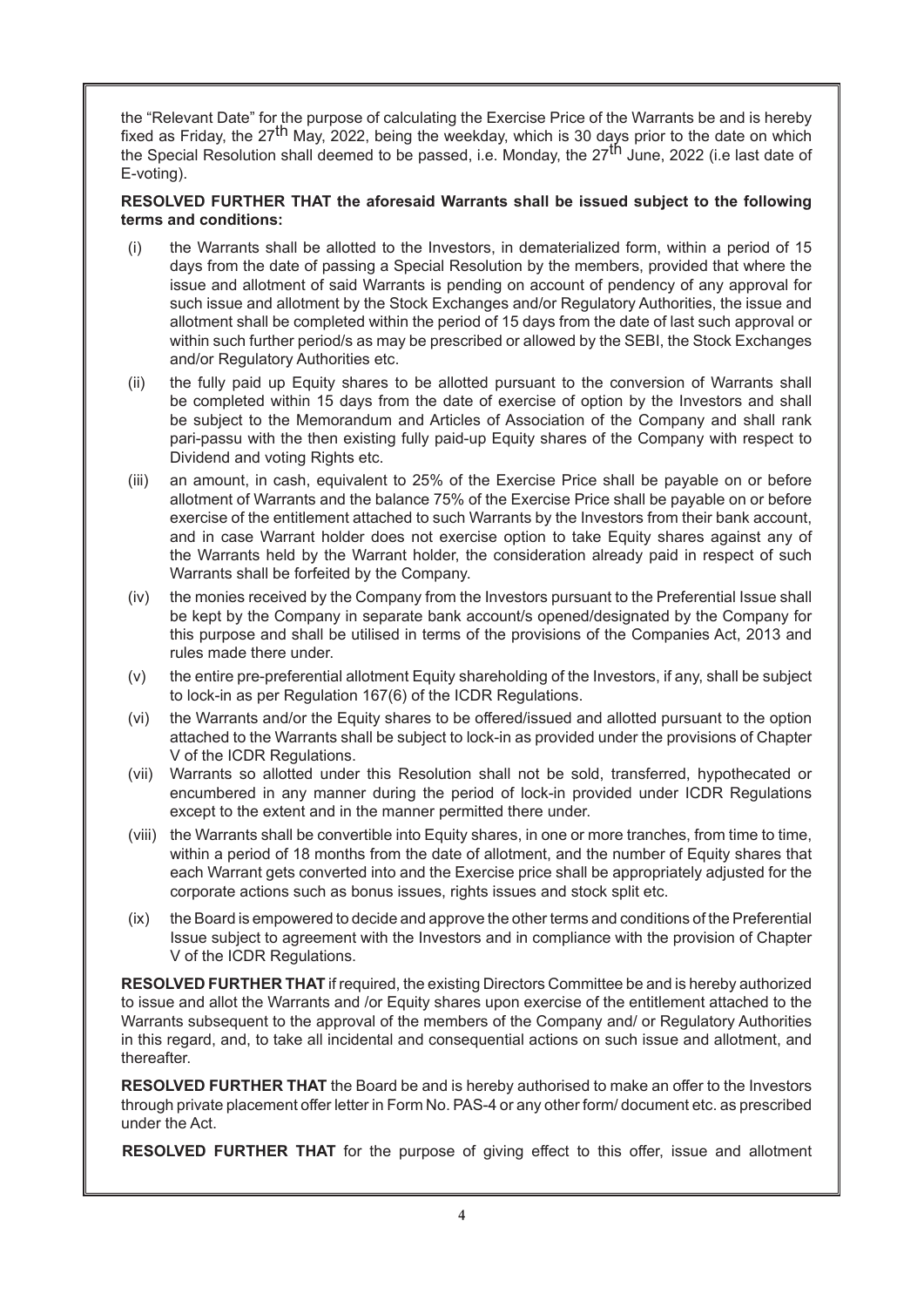the "Relevant Date" for the purpose of calculating the Exercise Price of the Warrants be and is hereby fixed as Friday, the 27th May, 2022, being the weekday, which is 30 days prior to the date on which the Special Resolution shall deemed to be passed, i.e. Monday, the 27th June, 2022 (i.e last date of E-voting).

**RESOLVED FURTHER THAT the aforesaid Warrants shall be issued subject to the following terms and conditions:**

(i) the Warrants shall be allotted to the Investors, in dematerialized form, within a period of 15 days from the date of passing a Special Resolution by the members, provided that where the issue and allotment of said Warrants is pending on account of pendency of any approval for such issue and allotment by the Stock Exchanges and/or Regulatory Authorities, the issue and allotment shall be completed within the period of 15 days from the date of last such approval or within such further period/s as may be prescribed or allowed by the SEBI, the Stock Exchanges and/or Regulatory Authorities etc.

(ii) the fully paid up Equity shares to be allotted pursuant to the conversion of Warrants shall be completed within 15 days from the date of exercise of option by the Investors and shall be subject to the Memorandum and Articles of Association of the Company and shall rank pari-passu with the then existing fully paid-up Equity shares of the Company with respect to Dividend and voting Rights etc.

(iii) an amount, in cash, equivalent to 25% of the Exercise Price shall be payable on or before allotment of Warrants and the balance 75% of the Exercise Price shall be payable on or before exercise of the entitlement attached to such Warrants by the Investors from their bank account, and in case Warrant holder does not exercise option to take Equity shares against any of the Warrants held by the Warrant holder, the consideration already paid in respect of such Warrants shall be forfeited by the Company.

(iv) the monies received by the Company from the Investors pursuant to the Preferential Issue shall be kept by the Company in separate bank account/s opened/designated by the Company for this purpose and shall be utilised in terms of the provisions of the Companies Act, 2013 and rules made there under.

(v) the entire pre-preferential allotment Equity shareholding of the Investors, if any, shall be subject to lock-in as per Regulation 167(6) of the ICDR Regulations.

(vi) the Warrants and/or the Equity shares to be offered/issued and allotted pursuant to the option attached to the Warrants shall be subject to lock-in as provided under the provisions of Chapter V of the ICDR Regulations.

(vii) Warrants so allotted under this Resolution shall not be sold, transferred, hypothecated or encumbered in any manner during the period of lock-in provided under ICDR Regulations except to the extent and in the manner permitted there under.

(viii) the Warrants shall be convertible into Equity shares, in one or more tranches, from time to time, within a period of 18 months from the date of allotment, and the number of Equity shares that each Warrant gets converted into and the Exercise price shall be appropriately adjusted for the corporate actions such as bonus issues, rights issues and stock split etc.

(ix) the Board is empowered to decide and approve the other terms and conditions of the Preferential Issue subject to agreement with the Investors and in compliance with the provision of Chapter V of the ICDR Regulations.

**RESOLVED FURTHER THAT** if required, the existing Directors Committee be and is hereby authorized to issue and allot the Warrants and /or Equity shares upon exercise of the entitlement attached to the Warrants subsequent to the approval of the members of the Company and/ or Regulatory Authorities in this regard, and, to take all incidental and consequential actions on such issue and allotment, and thereafter.

**RESOLVED FURTHER THAT** the Board be and is hereby authorised to make an offer to the Investors through private placement offer letter in Form No. PAS-4 or any other form/ document etc. as prescribed under the Act.

**RESOLVED FURTHER THAT** for the purpose of giving effect to this offer, issue and allotment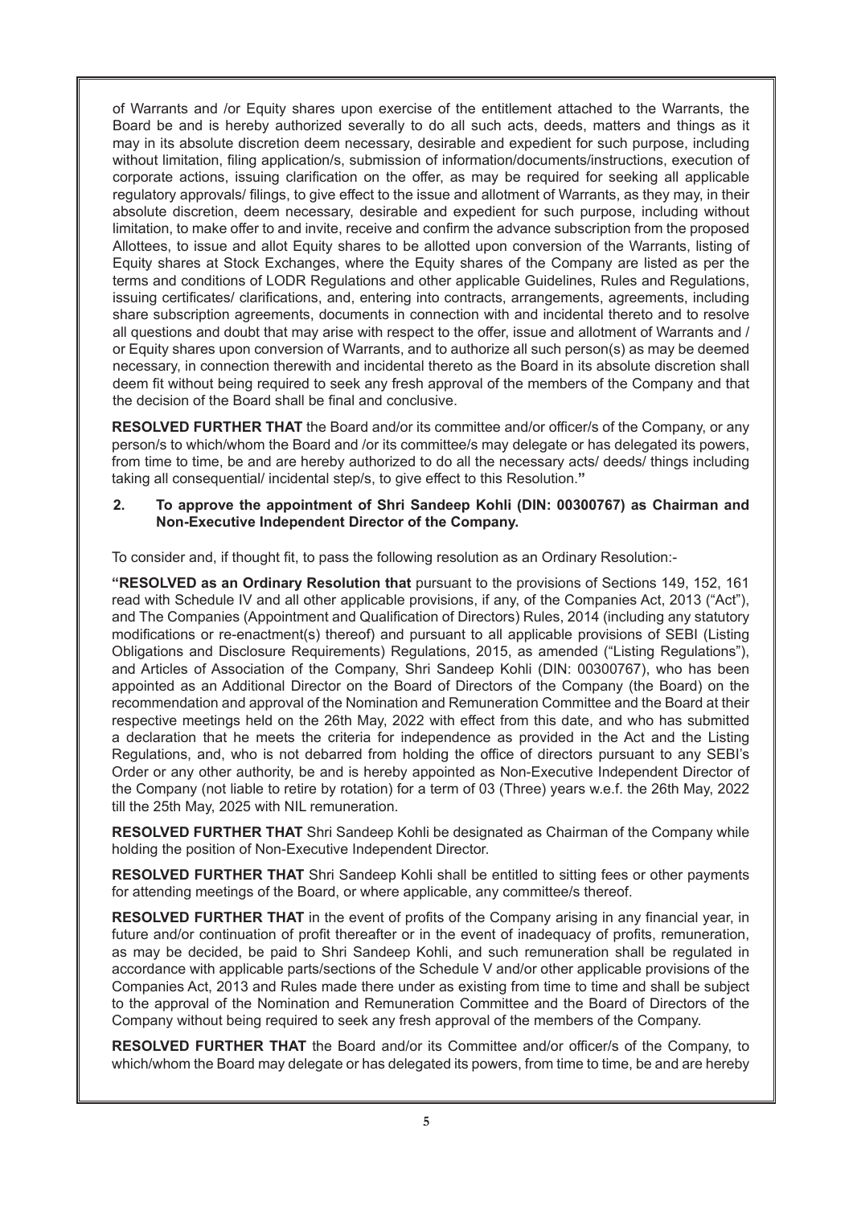of Warrants and /or Equity shares upon exercise of the entitlement attached to the Warrants, the Board be and is hereby authorized severally to do all such acts, deeds, matters and things as it may in its absolute discretion deem necessary, desirable and expedient for such purpose, including without limitation, filing application/s, submission of information/documents/instructions, execution of corporate actions, issuing clarification on the offer, as may be required for seeking all applicable regulatory approvals/ filings, to give effect to the issue and allotment of Warrants, as they may, in their absolute discretion, deem necessary, desirable and expedient for such purpose, including without limitation, to make offer to and invite, receive and confirm the advance subscription from the proposed Allottees, to issue and allot Equity shares to be allotted upon conversion of the Warrants, listing of Equity shares at Stock Exchanges, where the Equity shares of the Company are listed as per the terms and conditions of LODR Regulations and other applicable Guidelines, Rules and Regulations, issuing certificates/ clarifications, and, entering into contracts, arrangements, agreements, including share subscription agreements, documents in connection with and incidental thereto and to resolve all questions and doubt that may arise with respect to the offer, issue and allotment of Warrants and / or Equity shares upon conversion of Warrants, and to authorize all such person(s) as may be deemed necessary, in connection therewith and incidental thereto as the Board in its absolute discretion shall deem fit without being required to seek any fresh approval of the members of the Company and that the decision of the Board shall be final and conclusive.

**RESOLVED FURTHER THAT** the Board and/or its committee and/or officer/s of the Company, or any person/s to which/whom the Board and /or its committee/s may delegate or has delegated its powers, from time to time, be and are hereby authorized to do all the necessary acts/ deeds/ things including taking all consequential/ incidental step/s, to give effect to this Resolution.**"**

**2. To approve the appointment of Shri Sandeep Kohli (DIN: 00300767) as Chairman and Non-Executive Independent Director of the Company.**

To consider and, if thought fit, to pass the following resolution as an Ordinary Resolution:-

**"RESOLVED as an Ordinary Resolution that** pursuant to the provisions of Sections 149, 152, 161 read with Schedule IV and all other applicable provisions, if any, of the Companies Act, 2013 ("Act"), and The Companies (Appointment and Qualification of Directors) Rules, 2014 (including any statutory modifications or re-enactment(s) thereof) and pursuant to all applicable provisions of SEBI (Listing Obligations and Disclosure Requirements) Regulations, 2015, as amended ("Listing Regulations"), and Articles of Association of the Company, Shri Sandeep Kohli (DIN: 00300767), who has been appointed as an Additional Director on the Board of Directors of the Company (the Board) on the recommendation and approval of the Nomination and Remuneration Committee and the Board at their respective meetings held on the 26th May, 2022 with effect from this date, and who has submitted a declaration that he meets the criteria for independence as provided in the Act and the Listing Regulations, and, who is not debarred from holding the office of directors pursuant to any SEBI's Order or any other authority, be and is hereby appointed as Non-Executive Independent Director of the Company (not liable to retire by rotation) for a term of 03 (Three) years w.e.f. the 26th May, 2022 till the 25th May, 2025 with NIL remuneration.

**RESOLVED FURTHER THAT** Shri Sandeep Kohli be designated as Chairman of the Company while holding the position of Non-Executive Independent Director.

**RESOLVED FURTHER THAT** Shri Sandeep Kohli shall be entitled to sitting fees or other payments for attending meetings of the Board, or where applicable, any committee/s thereof.

**RESOLVED FURTHER THAT** in the event of profits of the Company arising in any financial year, in future and/or continuation of profit thereafter or in the event of inadequacy of profits, remuneration, as may be decided, be paid to Shri Sandeep Kohli, and such remuneration shall be regulated in accordance with applicable parts/sections of the Schedule V and/or other applicable provisions of the Companies Act, 2013 and Rules made there under as existing from time to time and shall be subject to the approval of the Nomination and Remuneration Committee and the Board of Directors of the Company without being required to seek any fresh approval of the members of the Company.

**RESOLVED FURTHER THAT** the Board and/or its Committee and/or officer/s of the Company, to which/whom the Board may delegate or has delegated its powers, from time to time, be and are hereby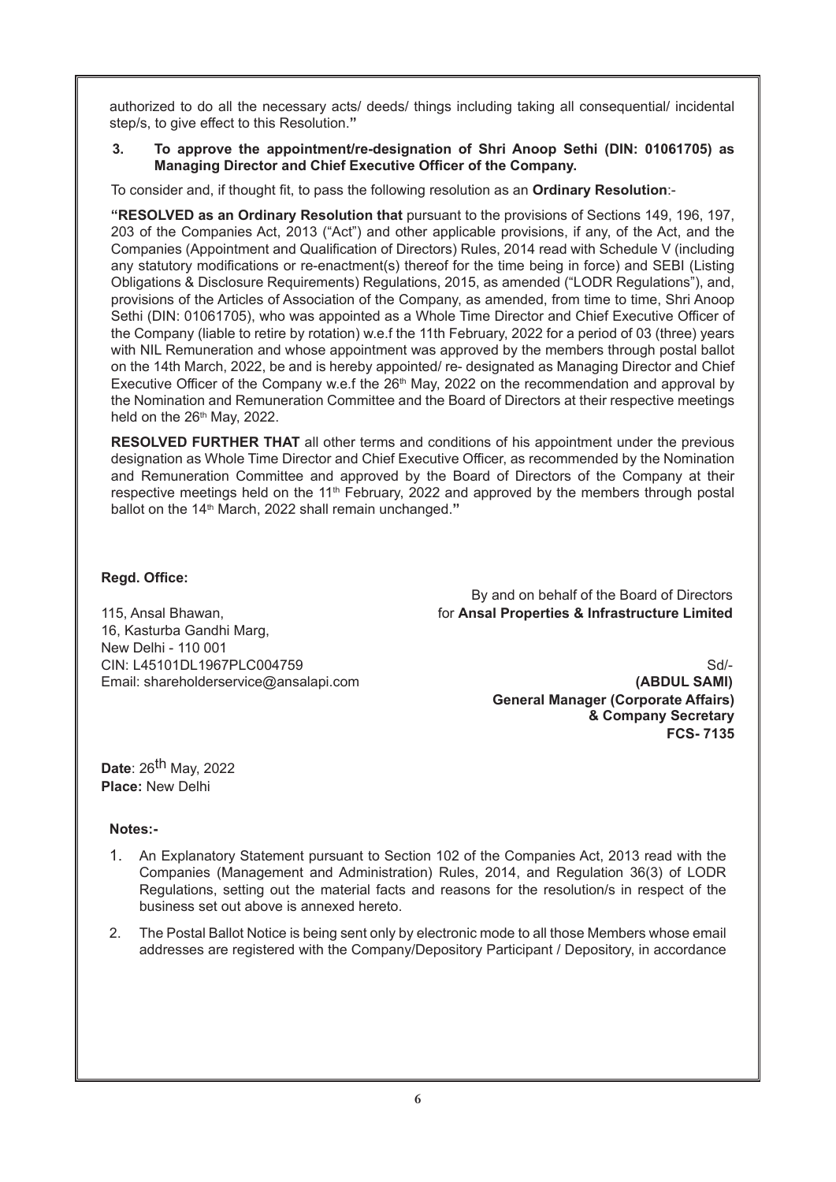authorized to do all the necessary acts/ deeds/ things including taking all consequential/ incidental step/s, to give effect to this Resolution.**"**

**3. To approve the appointment/re-designation of Shri Anoop Sethi (DIN: 01061705) as Managing Director and Chief Executive Officer of the Company.**

To consider and, if thought fit, to pass the following resolution as an **Ordinary Resolution**:-

**"RESOLVED as an Ordinary Resolution that** pursuant to the provisions of Sections 149, 196, 197, 203 of the Companies Act, 2013 ("Act") and other applicable provisions, if any, of the Act, and the Companies (Appointment and Qualification of Directors) Rules, 2014 read with Schedule V (including any statutory modifications or re-enactment(s) thereof for the time being in force) and SEBI (Listing Obligations & Disclosure Requirements) Regulations, 2015, as amended ("LODR Regulations"), and, provisions of the Articles of Association of the Company, as amended, from time to time, Shri Anoop Sethi (DIN: 01061705), who was appointed as a Whole Time Director and Chief Executive Officer of the Company (liable to retire by rotation) w.e.f the 11th February, 2022 for a period of 03 (three) years with NIL Remuneration and whose appointment was approved by the members through postal ballot on the 14th March, 2022, be and is hereby appointed/ re- designated as Managing Director and Chief Executive Officer of the Company w.e.f the 26th May, 2022 on the recommendation and approval by the Nomination and Remuneration Committee and the Board of Directors at their respective meetings held on the 26th May, 2022.

**RESOLVED FURTHER THAT** all other terms and conditions of his appointment under the previous designation as Whole Time Director and Chief Executive Officer, as recommended by the Nomination and Remuneration Committee and approved by the Board of Directors of the Company at their respective meetings held on the 11th February, 2022 and approved by the members through postal ballot on the 14th March, 2022 shall remain unchanged.**"**

**Regd. Office:**

115, Ansal Bhawan,
16, Kasturba Gandhi Marg,
New Delhi - 110 001
CIN: L45101DL1967PLC004759
Email: shareholderservice@ansalapi.com

By and on behalf of the Board of Directors
for **Ansal Properties & Infrastructure Limited**

Sd/-
**(ABDUL SAMI)**
**General Manager (Corporate Affairs)**
**& Company Secretary**
**FCS- 7135**

**Date**: 26th May, 2022
**Place:** New Delhi

**Notes:-**

1. An Explanatory Statement pursuant to Section 102 of the Companies Act, 2013 read with the Companies (Management and Administration) Rules, 2014, and Regulation 36(3) of LODR Regulations, setting out the material facts and reasons for the resolution/s in respect of the business set out above is annexed hereto.
2. The Postal Ballot Notice is being sent only by electronic mode to all those Members whose email addresses are registered with the Company/Depository Participant / Depository, in accordance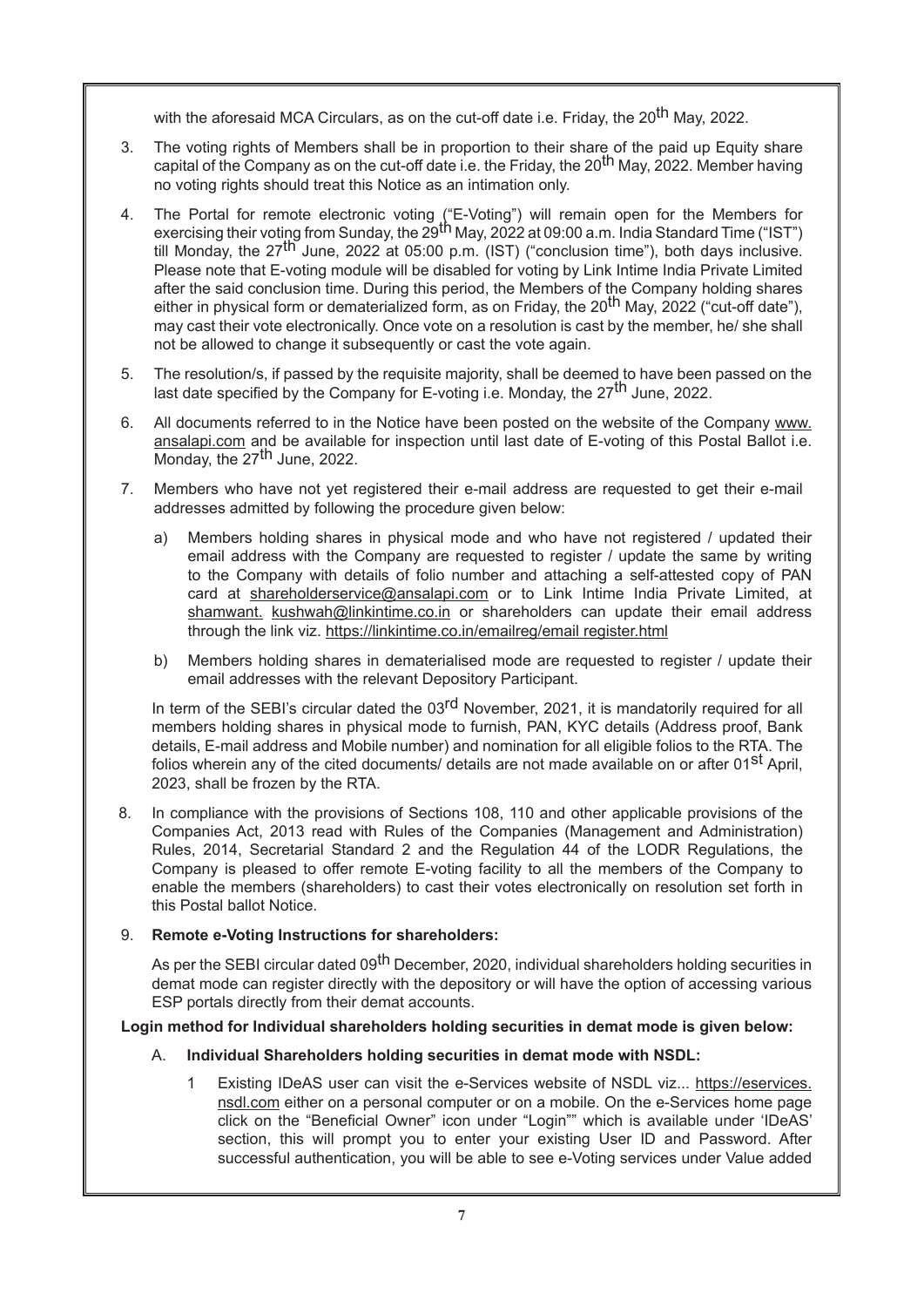with the aforesaid MCA Circulars, as on the cut-off date i.e. Friday, the 20th May, 2022.

3. The voting rights of Members shall be in proportion to their share of the paid up Equity share capital of the Company as on the cut-off date i.e. the Friday, the 20th May, 2022. Member having no voting rights should treat this Notice as an intimation only.

4. The Portal for remote electronic voting ("E-Voting") will remain open for the Members for exercising their voting from Sunday, the 29th May, 2022 at 09:00 a.m. India Standard Time ("IST") till Monday, the 27th June, 2022 at 05:00 p.m. (IST) ("conclusion time"), both days inclusive. Please note that E-voting module will be disabled for voting by Link Intime India Private Limited after the said conclusion time. During this period, the Members of the Company holding shares either in physical form or dematerialized form, as on Friday, the 20th May, 2022 ("cut-off date"), may cast their vote electronically. Once vote on a resolution is cast by the member, he/ she shall not be allowed to change it subsequently or cast the vote again.

5. The resolution/s, if passed by the requisite majority, shall be deemed to have been passed on the last date specified by the Company for E-voting i.e. Monday, the 27th June, 2022.

6. All documents referred to in the Notice have been posted on the website of the Company www.ansalapi.com and be available for inspection until last date of E-voting of this Postal Ballot i.e. Monday, the 27th June, 2022.

7. Members who have not yet registered their e-mail address are requested to get their e-mail addresses admitted by following the procedure given below:

   a) Members holding shares in physical mode and who have not registered / updated their email address with the Company are requested to register / update the same by writing to the Company with details of folio number and attaching a self-attested copy of PAN card at shareholderservice@ansalapi.com or to Link Intime India Private Limited, at shamwant.kushwah@linkintime.co.in or shareholders can update their email address through the link viz. https://linkintime.co.in/emailreg/email register.html

   b) Members holding shares in dematerialised mode are requested to register / update their email addresses with the relevant Depository Participant.

   In term of the SEBI's circular dated the 03rd November, 2021, it is mandatorily required for all members holding shares in physical mode to furnish, PAN, KYC details (Address proof, Bank details, E-mail address and Mobile number) and nomination for all eligible folios to the RTA. The folios wherein any of the cited documents/ details are not made available on or after 01st April, 2023, shall be frozen by the RTA.

8. In compliance with the provisions of Sections 108, 110 and other applicable provisions of the Companies Act, 2013 read with Rules of the Companies (Management and Administration) Rules, 2014, Secretarial Standard 2 and the Regulation 44 of the LODR Regulations, the Company is pleased to offer remote E-voting facility to all the members of the Company to enable the members (shareholders) to cast their votes electronically on resolution set forth in this Postal ballot Notice.

9. **Remote e-Voting Instructions for shareholders:**

   As per the SEBI circular dated 09th December, 2020, individual shareholders holding securities in demat mode can register directly with the depository or will have the option of accessing various ESP portals directly from their demat accounts.

**Login method for Individual shareholders holding securities in demat mode is given below:**

A. **Individual Shareholders holding securities in demat mode with NSDL:**

   1 Existing IDeAS user can visit the e-Services website of NSDL viz... https://eservices.nsdl.com either on a personal computer or on a mobile. On the e-Services home page click on the "Beneficial Owner" icon under "Login"" which is available under 'IDeAS' section, this will prompt you to enter your existing User ID and Password. After successful authentication, you will be able to see e-Voting services under Value added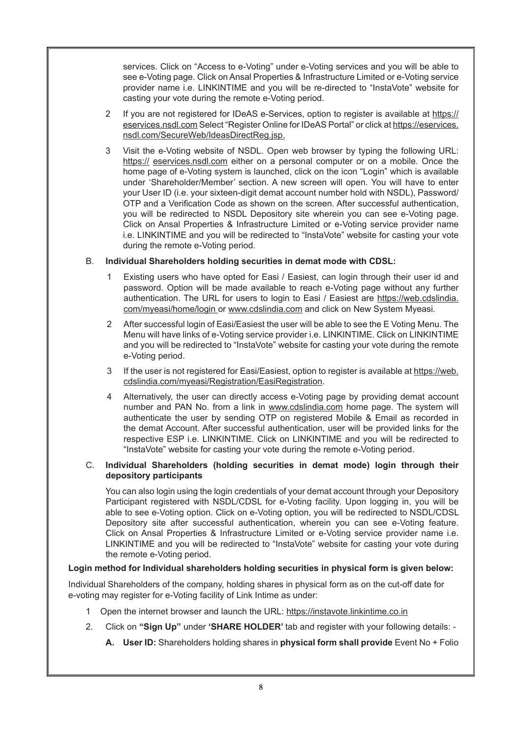services. Click on "Access to e-Voting" under e-Voting services and you will be able to see e-Voting page. Click on Ansal Properties & Infrastructure Limited or e-Voting service provider name i.e. LINKINTIME and you will be re-directed to "InstaVote" website for casting your vote during the remote e-Voting period.

2 If you are not registered for IDeAS e-Services, option to register is available at https://eservices.nsdl.com Select "Register Online for IDeAS Portal" or click at https://eservices.nsdl.com/SecureWeb/IdeasDirectReg.jsp.

3 Visit the e-Voting website of NSDL. Open web browser by typing the following URL: https:// eservices.nsdl.com either on a personal computer or on a mobile. Once the home page of e-Voting system is launched, click on the icon "Login" which is available under 'Shareholder/Member' section. A new screen will open. You will have to enter your User ID (i.e. your sixteen-digit demat account number hold with NSDL), Password/OTP and a Verification Code as shown on the screen. After successful authentication, you will be redirected to NSDL Depository site wherein you can see e-Voting page. Click on Ansal Properties & Infrastructure Limited or e-Voting service provider name i.e. LINKINTIME and you will be redirected to "InstaVote" website for casting your vote during the remote e-Voting period.

B. **Individual Shareholders holding securities in demat mode with CDSL:**

1 Existing users who have opted for Easi / Easiest, can login through their user id and password. Option will be made available to reach e-Voting page without any further authentication. The URL for users to login to Easi / Easiest are https://web.cdslindia.com/myeasi/home/login or www.cdslindia.com and click on New System Myeasi.

2 After successful login of Easi/Easiest the user will be able to see the E Voting Menu. The Menu will have links of e-Voting service provider i.e. LINKINTIME. Click on LINKINTIME and you will be redirected to "InstaVote" website for casting your vote during the remote e-Voting period.

3 If the user is not registered for Easi/Easiest, option to register is available at https://web.cdslindia.com/myeasi/Registration/EasiRegistration.

4 Alternatively, the user can directly access e-Voting page by providing demat account number and PAN No. from a link in www.cdslindia.com home page. The system will authenticate the user by sending OTP on registered Mobile & Email as recorded in the demat Account. After successful authentication, user will be provided links for the respective ESP i.e. LINKINTIME. Click on LINKINTIME and you will be redirected to "InstaVote" website for casting your vote during the remote e-Voting period.

C. **Individual Shareholders (holding securities in demat mode) login through their depository participants**

You can also login using the login credentials of your demat account through your Depository Participant registered with NSDL/CDSL for e-Voting facility. Upon logging in, you will be able to see e-Voting option. Click on e-Voting option, you will be redirected to NSDL/CDSL Depository site after successful authentication, wherein you can see e-Voting feature. Click on Ansal Properties & Infrastructure Limited or e-Voting service provider name i.e. LINKINTIME and you will be redirected to "InstaVote" website for casting your vote during the remote e-Voting period.

**Login method for Individual shareholders holding securities in physical form is given below:**

Individual Shareholders of the company, holding shares in physical form as on the cut-off date for e-voting may register for e-Voting facility of Link Intime as under:

1 Open the internet browser and launch the URL: https://instavote.linkintime.co.in

2. Click on **"Sign Up"** under **'SHARE HOLDER'** tab and register with your following details: -

**A. User ID:** Shareholders holding shares in **physical form shall provide** Event No + Folio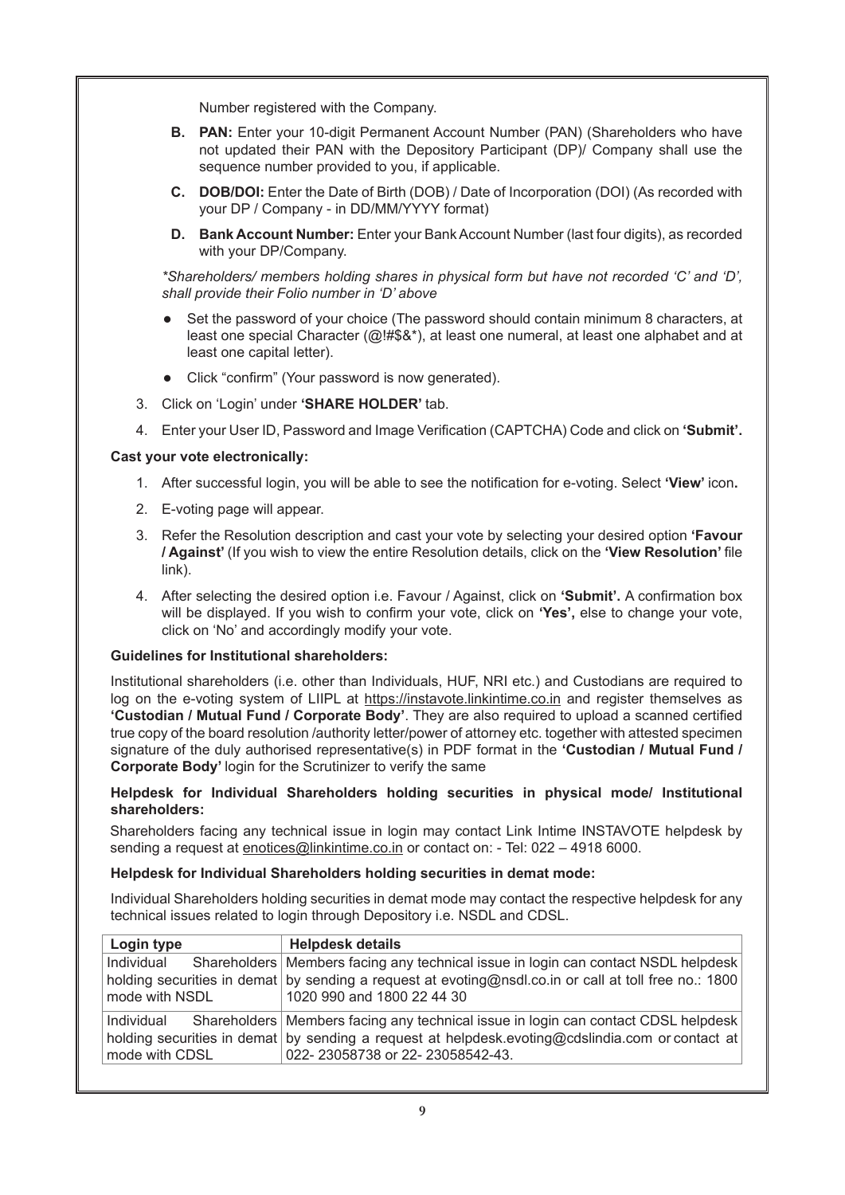Number registered with the Company.

**B. PAN:** Enter your 10-digit Permanent Account Number (PAN) (Shareholders who have not updated their PAN with the Depository Participant (DP)/ Company shall use the sequence number provided to you, if applicable.

**C. DOB/DOI:** Enter the Date of Birth (DOB) / Date of Incorporation (DOI) (As recorded with your DP / Company - in DD/MM/YYYY format)

**D. Bank Account Number:** Enter your Bank Account Number (last four digits), as recorded with your DP/Company.

*\*Shareholders/ members holding shares in physical form but have not recorded 'C' and 'D', shall provide their Folio number in 'D' above*

- Set the password of your choice (The password should contain minimum 8 characters, at least one special Character (@!#$&*), at least one numeral, at least one alphabet and at least one capital letter).
- Click "confirm" (Your password is now generated).

3. Click on 'Login' under **'SHARE HOLDER'** tab.
4. Enter your User ID, Password and Image Verification (CAPTCHA) Code and click on **'Submit'.**

**Cast your vote electronically:**

1. After successful login, you will be able to see the notification for e-voting. Select **'View'** icon**.**
2. E-voting page will appear.
3. Refer the Resolution description and cast your vote by selecting your desired option **'Favour / Against'** (If you wish to view the entire Resolution details, click on the **'View Resolution'** file link).
4. After selecting the desired option i.e. Favour / Against, click on **'Submit'.** A confirmation box will be displayed. If you wish to confirm your vote, click on **'Yes',** else to change your vote, click on 'No' and accordingly modify your vote.

**Guidelines for Institutional shareholders:**

Institutional shareholders (i.e. other than Individuals, HUF, NRI etc.) and Custodians are required to log on the e-voting system of LIIPL at https://instavote.linkintime.co.in and register themselves as **'Custodian / Mutual Fund / Corporate Body'**. They are also required to upload a scanned certified true copy of the board resolution /authority letter/power of attorney etc. together with attested specimen signature of the duly authorised representative(s) in PDF format in the **'Custodian / Mutual Fund / Corporate Body'** login for the Scrutinizer to verify the same

**Helpdesk for Individual Shareholders holding securities in physical mode/ Institutional shareholders:**

Shareholders facing any technical issue in login may contact Link Intime INSTAVOTE helpdesk by sending a request at enotices@linkintime.co.in or contact on: - Tel: 022 – 4918 6000.

**Helpdesk for Individual Shareholders holding securities in demat mode:**

Individual Shareholders holding securities in demat mode may contact the respective helpdesk for any technical issues related to login through Depository i.e. NSDL and CDSL.

| Login type | Helpdesk details |
|---|---|
| Individual Shareholders holding securities in demat mode with NSDL | Members facing any technical issue in login can contact NSDL helpdesk by sending a request at evoting@nsdl.co.in or call at toll free no.: 1800 1020 990 and 1800 22 44 30 |
| Individual Shareholders holding securities in demat mode with CDSL | Members facing any technical issue in login can contact CDSL helpdesk by sending a request at helpdesk.evoting@cdslindia.com or contact at 022- 23058738 or 22- 23058542-43. |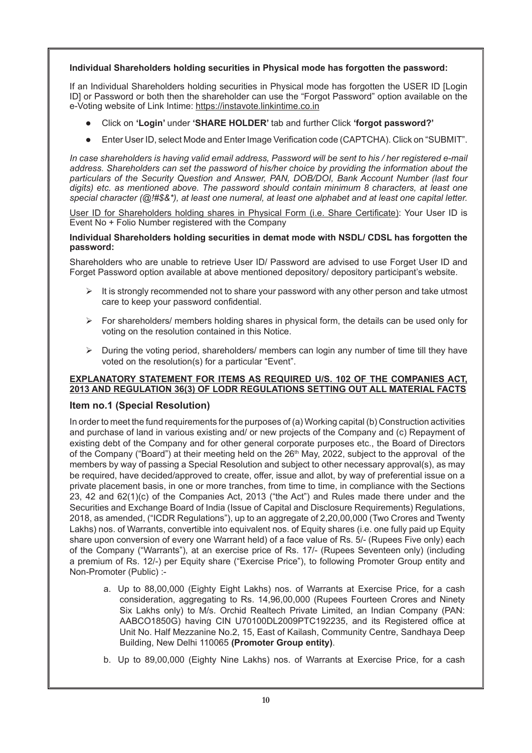**Individual Shareholders holding securities in Physical mode has forgotten the password:**

If an Individual Shareholders holding securities in Physical mode has forgotten the USER ID [Login ID] or Password or both then the shareholder can use the "Forgot Password" option available on the e-Voting website of Link Intime: https://instavote.linkintime.co.in

- Click on **'Login'** under **'SHARE HOLDER'** tab and further Click **'forgot password?'**
- Enter User ID, select Mode and Enter Image Verification code (CAPTCHA). Click on "SUBMIT".

*In case shareholders is having valid email address, Password will be sent to his / her registered e-mail address. Shareholders can set the password of his/her choice by providing the information about the particulars of the Security Question and Answer, PAN, DOB/DOI, Bank Account Number (last four digits) etc. as mentioned above. The password should contain minimum 8 characters, at least one special character (@!#$&*), at least one numeral, at least one alphabet and at least one capital letter.*

User ID for Shareholders holding shares in Physical Form (i.e. Share Certificate): Your User ID is Event No + Folio Number registered with the Company

**Individual Shareholders holding securities in demat mode with NSDL/ CDSL has forgotten the password:**

Shareholders who are unable to retrieve User ID/ Password are advised to use Forget User ID and Forget Password option available at above mentioned depository/ depository participant's website.

- It is strongly recommended not to share your password with any other person and take utmost care to keep your password confidential.
- For shareholders/ members holding shares in physical form, the details can be used only for voting on the resolution contained in this Notice.
- During the voting period, shareholders/ members can login any number of time till they have voted on the resolution(s) for a particular "Event".

**EXPLANATORY STATEMENT FOR ITEMS AS REQUIRED U/S. 102 OF THE COMPANIES ACT, 2013 AND REGULATION 36(3) OF LODR REGULATIONS SETTING OUT ALL MATERIAL FACTS**

### Item no.1 (Special Resolution)

In order to meet the fund requirements for the purposes of (a) Working capital (b) Construction activities and purchase of land in various existing and/ or new projects of the Company and (c) Repayment of existing debt of the Company and for other general corporate purposes etc., the Board of Directors of the Company ("Board") at their meeting held on the 26th May, 2022, subject to the approval of the members by way of passing a Special Resolution and subject to other necessary approval(s), as may be required, have decided/approved to create, offer, issue and allot, by way of preferential issue on a private placement basis, in one or more tranches, from time to time, in compliance with the Sections 23, 42 and 62(1)(c) of the Companies Act, 2013 ("the Act") and Rules made there under and the Securities and Exchange Board of India (Issue of Capital and Disclosure Requirements) Regulations, 2018, as amended, ("ICDR Regulations"), up to an aggregate of 2,20,00,000 (Two Crores and Twenty Lakhs) nos. of Warrants, convertible into equivalent nos. of Equity shares (i.e. one fully paid up Equity share upon conversion of every one Warrant held) of a face value of Rs. 5/- (Rupees Five only) each of the Company ("Warrants"), at an exercise price of Rs. 17/- (Rupees Seventeen only) (including a premium of Rs. 12/-) per Equity share ("Exercise Price"), to following Promoter Group entity and Non-Promoter (Public) :-

a. Up to 88,00,000 (Eighty Eight Lakhs) nos. of Warrants at Exercise Price, for a cash consideration, aggregating to Rs. 14,96,00,000 (Rupees Fourteen Crores and Ninety Six Lakhs only) to M/s. Orchid Realtech Private Limited, an Indian Company (PAN: AABCO1850G) having CIN U70100DL2009PTC192235, and its Registered office at Unit No. Half Mezzanine No.2, 15, East of Kailash, Community Centre, Sandhaya Deep Building, New Delhi 110065 **(Promoter Group entity)**.

b. Up to 89,00,000 (Eighty Nine Lakhs) nos. of Warrants at Exercise Price, for a cash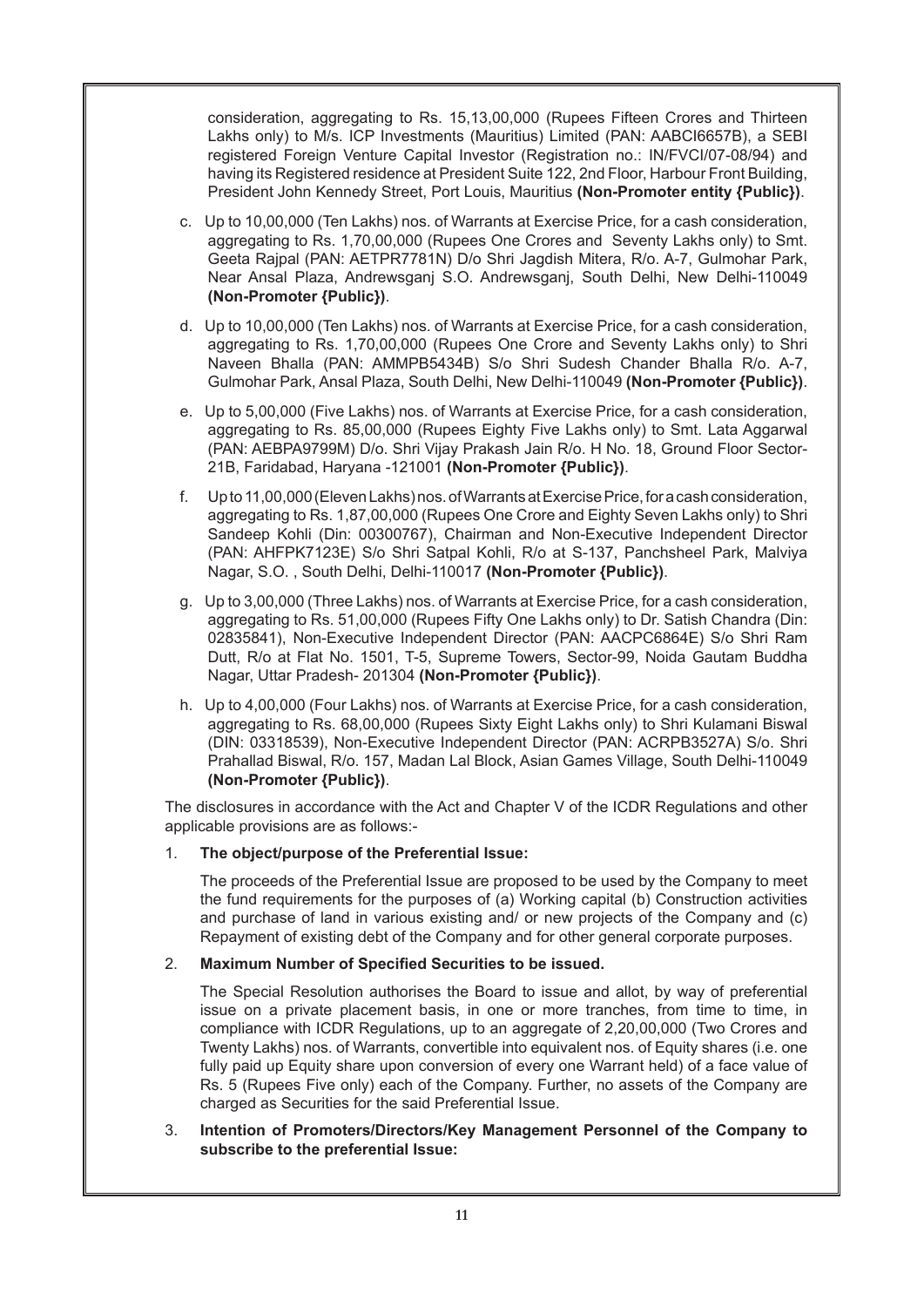consideration, aggregating to Rs. 15,13,00,000 (Rupees Fifteen Crores and Thirteen Lakhs only) to M/s. ICP Investments (Mauritius) Limited (PAN: AABCI6657B), a SEBI registered Foreign Venture Capital Investor (Registration no.: IN/FVCI/07-08/94) and having its Registered residence at President Suite 122, 2nd Floor, Harbour Front Building, President John Kennedy Street, Port Louis, Mauritius **(Non-Promoter entity {Public})**.

c. Up to 10,00,000 (Ten Lakhs) nos. of Warrants at Exercise Price, for a cash consideration, aggregating to Rs. 1,70,00,000 (Rupees One Crores and Seventy Lakhs only) to Smt. Geeta Rajpal (PAN: AETPR7781N) D/o Shri Jagdish Mitera, R/o. A-7, Gulmohar Park, Near Ansal Plaza, Andrewsganj S.O. Andrewsganj, South Delhi, New Delhi-110049 **(Non-Promoter {Public})**.

d. Up to 10,00,000 (Ten Lakhs) nos. of Warrants at Exercise Price, for a cash consideration, aggregating to Rs. 1,70,00,000 (Rupees One Crore and Seventy Lakhs only) to Shri Naveen Bhalla (PAN: AMMPB5434B) S/o Shri Sudesh Chander Bhalla R/o. A-7, Gulmohar Park, Ansal Plaza, South Delhi, New Delhi-110049 **(Non-Promoter {Public})**.

e. Up to 5,00,000 (Five Lakhs) nos. of Warrants at Exercise Price, for a cash consideration, aggregating to Rs. 85,00,000 (Rupees Eighty Five Lakhs only) to Smt. Lata Aggarwal (PAN: AEBPA9799M) D/o. Shri Vijay Prakash Jain R/o. H No. 18, Ground Floor Sector-21B, Faridabad, Haryana -121001 **(Non-Promoter {Public})**.

f. Up to 11,00,000 (Eleven Lakhs) nos. of Warrants at Exercise Price, for a cash consideration, aggregating to Rs. 1,87,00,000 (Rupees One Crore and Eighty Seven Lakhs only) to Shri Sandeep Kohli (Din: 00300767), Chairman and Non-Executive Independent Director (PAN: AHFPK7123E) S/o Shri Satpal Kohli, R/o at S-137, Panchsheel Park, Malviya Nagar, S.O. , South Delhi, Delhi-110017 **(Non-Promoter {Public})**.

g. Up to 3,00,000 (Three Lakhs) nos. of Warrants at Exercise Price, for a cash consideration, aggregating to Rs. 51,00,000 (Rupees Fifty One Lakhs only) to Dr. Satish Chandra (Din: 02835841), Non-Executive Independent Director (PAN: AACPC6864E) S/o Shri Ram Dutt, R/o at Flat No. 1501, T-5, Supreme Towers, Sector-99, Noida Gautam Buddha Nagar, Uttar Pradesh- 201304 **(Non-Promoter {Public})**.

h. Up to 4,00,000 (Four Lakhs) nos. of Warrants at Exercise Price, for a cash consideration, aggregating to Rs. 68,00,000 (Rupees Sixty Eight Lakhs only) to Shri Kulamani Biswal (DIN: 03318539), Non-Executive Independent Director (PAN: ACRPB3527A) S/o. Shri Prahallad Biswal, R/o. 157, Madan Lal Block, Asian Games Village, South Delhi-110049 **(Non-Promoter {Public})**.

The disclosures in accordance with the Act and Chapter V of the ICDR Regulations and other applicable provisions are as follows:-

1. **The object/purpose of the Preferential Issue:**

   The proceeds of the Preferential Issue are proposed to be used by the Company to meet the fund requirements for the purposes of (a) Working capital (b) Construction activities and purchase of land in various existing and/ or new projects of the Company and (c) Repayment of existing debt of the Company and for other general corporate purposes.

2. **Maximum Number of Specified Securities to be issued.**

   The Special Resolution authorises the Board to issue and allot, by way of preferential issue on a private placement basis, in one or more tranches, from time to time, in compliance with ICDR Regulations, up to an aggregate of 2,20,00,000 (Two Crores and Twenty Lakhs) nos. of Warrants, convertible into equivalent nos. of Equity shares (i.e. one fully paid up Equity share upon conversion of every one Warrant held) of a face value of Rs. 5 (Rupees Five only) each of the Company. Further, no assets of the Company are charged as Securities for the said Preferential Issue.

3. **Intention of Promoters/Directors/Key Management Personnel of the Company to subscribe to the preferential Issue:**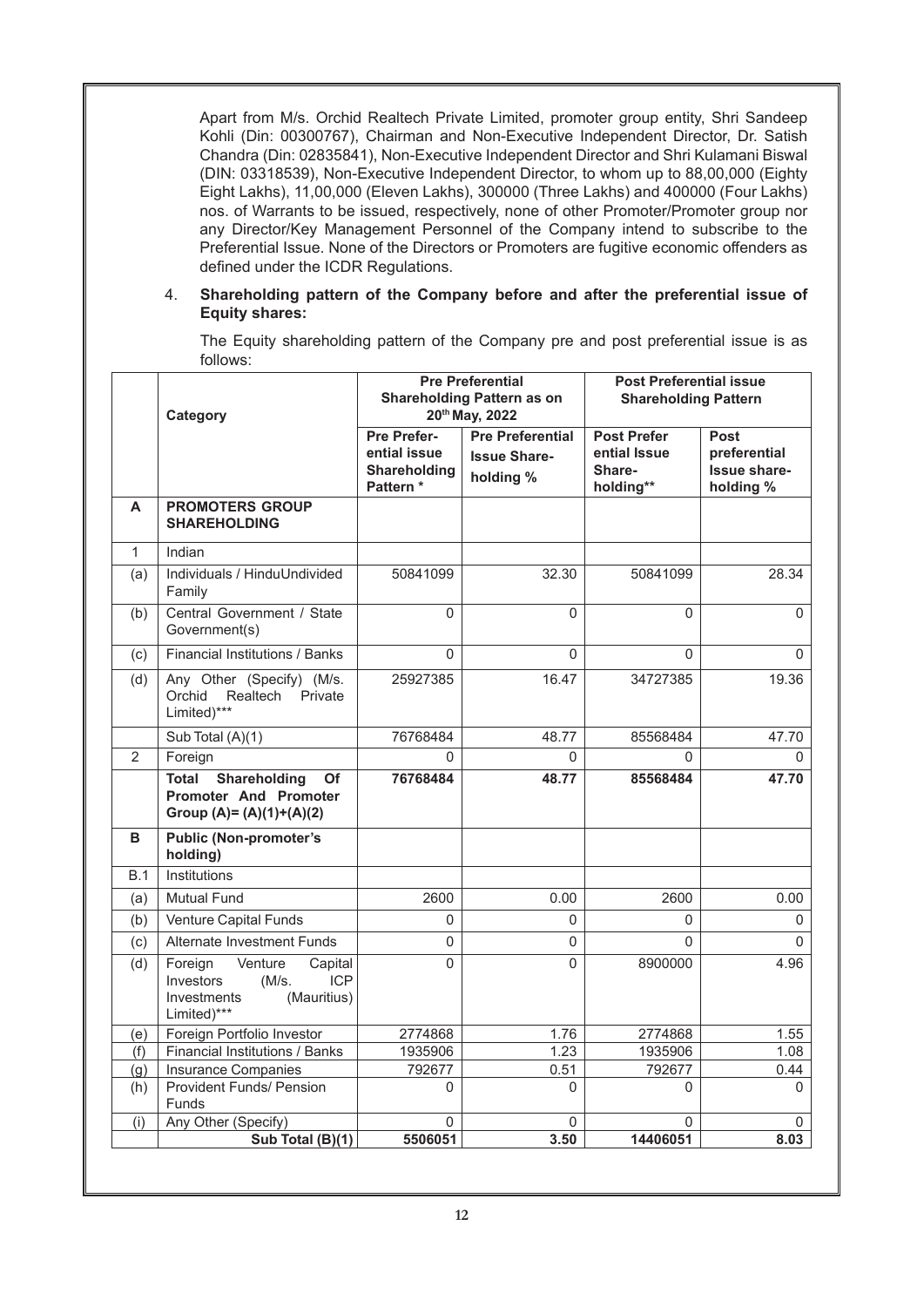Apart from M/s. Orchid Realtech Private Limited, promoter group entity, Shri Sandeep Kohli (Din: 00300767), Chairman and Non-Executive Independent Director, Dr. Satish Chandra (Din: 02835841), Non-Executive Independent Director and Shri Kulamani Biswal (DIN: 03318539), Non-Executive Independent Director, to whom up to 88,00,000 (Eighty Eight Lakhs), 11,00,000 (Eleven Lakhs), 300000 (Three Lakhs) and 400000 (Four Lakhs) nos. of Warrants to be issued, respectively, none of other Promoter/Promoter group nor any Director/Key Management Personnel of the Company intend to subscribe to the Preferential Issue. None of the Directors or Promoters are fugitive economic offenders as defined under the ICDR Regulations.

4. **Shareholding pattern of the Company before and after the preferential issue of Equity shares:**

The Equity shareholding pattern of the Company pre and post preferential issue is as follows:

| | Category | Pre Preferential Shareholding Pattern as on 20th May, 2022 | | Post Preferential issue Shareholding Pattern | |
|---|---|---|---|---|---|
| | | Pre Preferential issue Shareholding Pattern * | Pre Preferential Issue Shareholding % | Post Prefer ential Issue Shareholding** | Post preferential Issue shareholding % |
| **A** | **PROMOTERS GROUP SHAREHOLDING** | | | | |
| 1 | Indian | | | | |
| (a) | Individuals / HinduUndivided Family | 50841099 | 32.30 | 50841099 | 28.34 |
| (b) | Central Government / State Government(s) | 0 | 0 | 0 | 0 |
| (c) | Financial Institutions / Banks | 0 | 0 | 0 | 0 |
| (d) | Any Other (Specify) (M/s. Orchid Realtech Private Limited)*** | 25927385 | 16.47 | 34727385 | 19.36 |
| | Sub Total (A)(1) | 76768484 | 48.77 | 85568484 | 47.70 |
| 2 | Foreign | 0 | 0 | 0 | 0 |
| | **Total Shareholding Of Promoter And Promoter Group (A)= (A)(1)+(A)(2)** | **76768484** | **48.77** | **85568484** | **47.70** |
| **B** | **Public (Non-promoter's holding)** | | | | |
| B.1 | Institutions | | | | |
| (a) | Mutual Fund | 2600 | 0.00 | 2600 | 0.00 |
| (b) | Venture Capital Funds | 0 | 0 | 0 | 0 |
| (c) | Alternate Investment Funds | 0 | 0 | 0 | 0 |
| (d) | Foreign Venture Capital Investors (M/s. ICP Investments (Mauritius) Limited)*** | 0 | 0 | 8900000 | 4.96 |
| (e) | Foreign Portfolio Investor | 2774868 | 1.76 | 2774868 | 1.55 |
| (f) | Financial Institutions / Banks | 1935906 | 1.23 | 1935906 | 1.08 |
| (g) | Insurance Companies | 792677 | 0.51 | 792677 | 0.44 |
| (h) | Provident Funds/ Pension Funds | 0 | 0 | 0 | 0 |
| (i) | Any Other (Specify) | 0 | 0 | 0 | 0 |
| | **Sub Total (B)(1)** | **5506051** | **3.50** | **14406051** | **8.03** |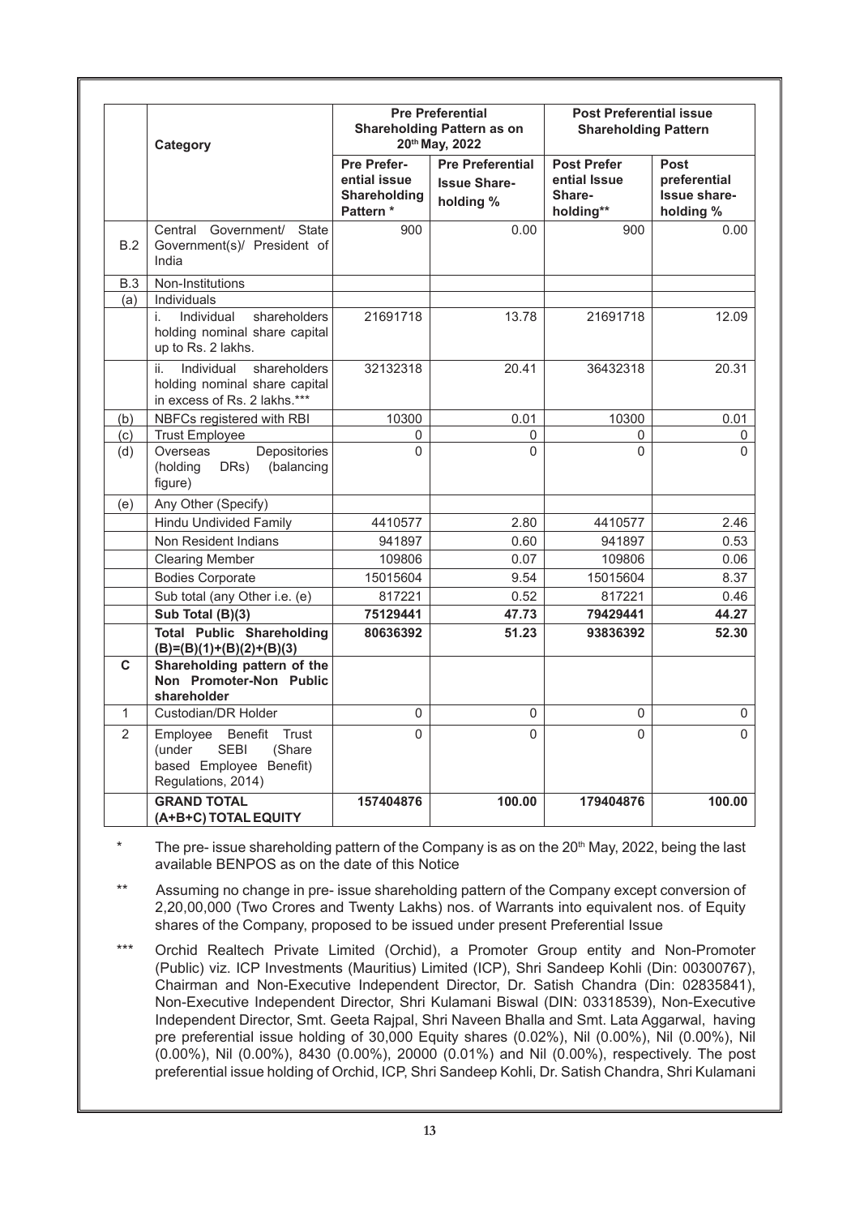| | Category | Pre Preferential Shareholding Pattern as on 20th May, 2022 | | Post Preferential issue Shareholding Pattern | |
|---|---|---|---|---|---|
| | | Pre Preferential issue Shareholding Pattern * | Pre Preferential Issue Shareholding % | Post Preferential Issue Shareholding** | Post preferential Issue shareholding % |
| B.2 | Central Government/ State Government(s)/ President of India | 900 | 0.00 | 900 | 0.00 |
| B.3 | Non-Institutions | | | | |
| (a) | Individuals | | | | |
| | i. Individual shareholders holding nominal share capital up to Rs. 2 lakhs. | 21691718 | 13.78 | 21691718 | 12.09 |
| | ii. Individual shareholders holding nominal share capital in excess of Rs. 2 lakhs.*** | 32132318 | 20.41 | 36432318 | 20.31 |
| (b) | NBFCs registered with RBI | 10300 | 0.01 | 10300 | 0.01 |
| (c) | Trust Employee | 0 | 0 | 0 | 0 |
| (d) | Overseas Depositories (holding DRs) (balancing figure) | 0 | 0 | 0 | 0 |
| (e) | Any Other (Specify) | | | | |
| | Hindu Undivided Family | 4410577 | 2.80 | 4410577 | 2.46 |
| | Non Resident Indians | 941897 | 0.60 | 941897 | 0.53 |
| | Clearing Member | 109806 | 0.07 | 109806 | 0.06 |
| | Bodies Corporate | 15015604 | 9.54 | 15015604 | 8.37 |
| | Sub total (any Other i.e. (e) | 817221 | 0.52 | 817221 | 0.46 |
| | **Sub Total (B)(3)** | **75129441** | **47.73** | **79429441** | **44.27** |
| | **Total Public Shareholding (B)=(B)(1)+(B)(2)+(B)(3)** | **80636392** | **51.23** | **93836392** | **52.30** |
| **C** | **Shareholding pattern of the Non Promoter-Non Public shareholder** | | | | |
| 1 | Custodian/DR Holder | 0 | 0 | 0 | 0 |
| 2 | Employee Benefit Trust (under SEBI (Share based Employee Benefit) Regulations, 2014) | 0 | 0 | 0 | 0 |
| | **GRAND TOTAL (A+B+C) TOTAL EQUITY** | **157404876** | **100.00** | **179404876** | **100.00** |

\* The pre- issue shareholding pattern of the Company is as on the 20th May, 2022, being the last available BENPOS as on the date of this Notice

\*\* Assuming no change in pre- issue shareholding pattern of the Company except conversion of 2,20,00,000 (Two Crores and Twenty Lakhs) nos. of Warrants into equivalent nos. of Equity shares of the Company, proposed to be issued under present Preferential Issue

\*\*\* Orchid Realtech Private Limited (Orchid), a Promoter Group entity and Non-Promoter (Public) viz. ICP Investments (Mauritius) Limited (ICP), Shri Sandeep Kohli (Din: 00300767), Chairman and Non-Executive Independent Director, Dr. Satish Chandra (Din: 02835841), Non-Executive Independent Director, Shri Kulamani Biswal (DIN: 03318539), Non-Executive Independent Director, Smt. Geeta Rajpal, Shri Naveen Bhalla and Smt. Lata Aggarwal, having pre preferential issue holding of 30,000 Equity shares (0.02%), Nil (0.00%), Nil (0.00%), Nil (0.00%), Nil (0.00%), 8430 (0.00%), 20000 (0.01%) and Nil (0.00%), respectively. The post preferential issue holding of Orchid, ICP, Shri Sandeep Kohli, Dr. Satish Chandra, Shri Kulamani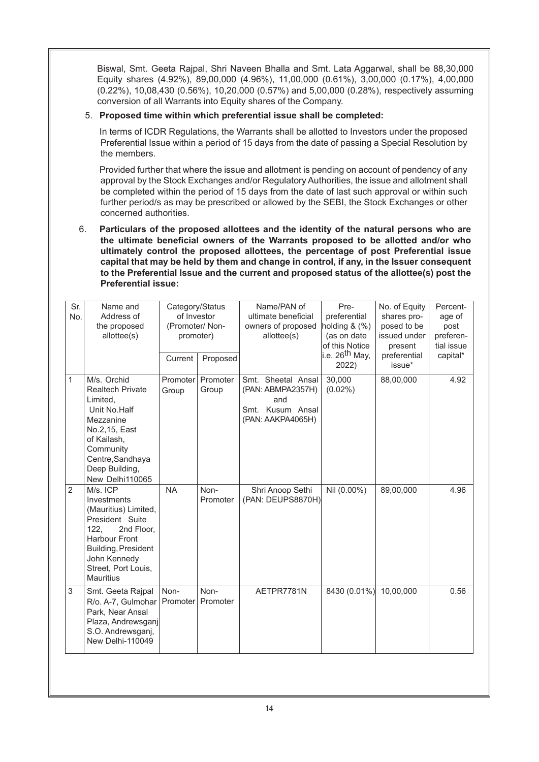Biswal, Smt. Geeta Rajpal, Shri Naveen Bhalla and Smt. Lata Aggarwal, shall be 88,30,000 Equity shares (4.92%), 89,00,000 (4.96%), 11,00,000 (0.61%), 3,00,000 (0.17%), 4,00,000 (0.22%), 10,08,430 (0.56%), 10,20,000 (0.57%) and 5,00,000 (0.28%), respectively assuming conversion of all Warrants into Equity shares of the Company.

5. **Proposed time within which preferential issue shall be completed:**

   In terms of ICDR Regulations, the Warrants shall be allotted to Investors under the proposed Preferential Issue within a period of 15 days from the date of passing a Special Resolution by the members.

   Provided further that where the issue and allotment is pending on account of pendency of any approval by the Stock Exchanges and/or Regulatory Authorities, the issue and allotment shall be completed within the period of 15 days from the date of last such approval or within such further period/s as may be prescribed or allowed by the SEBI, the Stock Exchanges or other concerned authorities.

6. **Particulars of the proposed allottees and the identity of the natural persons who are the ultimate beneficial owners of the Warrants proposed to be allotted and/or who ultimately control the proposed allottees, the percentage of post Preferential issue capital that may be held by them and change in control, if any, in the Issuer consequent to the Preferential Issue and the current and proposed status of the allottee(s) post the Preferential issue:**

| Sr. No. | Name and Address of the proposed allottee(s) | Category/Status of Investor (Promoter/ Non-promoter) | | Name/PAN of ultimate beneficial owners of proposed allottee(s) | Pre-preferential holding & (%) (as on date of this Notice i.e. 26th May, 2022) | No. of Equity shares proposed to be issued under present preferential issue* | Percentage of post preferential issue capital* |
|---|---|---|---|---|---|---|---|
| | | Current | Proposed | | | | |
| 1 | M/s. Orchid Realtech Private Limited, Unit No.Half Mezzanine No.2,15, East of Kailash, Community Centre,Sandhaya Deep Building, New Delhi110065 | Promoter Group | Promoter Group | Smt. Sheetal Ansal (PAN: ABMPA2357H) and Smt. Kusum Ansal (PAN: AAKPA4065H) | 30,000 (0.02%) | 88,00,000 | 4.92 |
| 2 | M/s. ICP Investments (Mauritius) Limited, President Suite 122, 2nd Floor, Harbour Front Building, President John Kennedy Street, Port Louis, Mauritius | NA | Non-Promoter | Shri Anoop Sethi (PAN: DEUPS8870H) | Nil (0.00%) | 89,00,000 | 4.96 |
| 3 | Smt. Geeta Rajpal R/o. A-7, Gulmohar Park, Near Ansal Plaza, Andrewsganj S.O. Andrewsganj, New Delhi-110049 | Non-Promoter | Non-Promoter | AETPR7781N | 8430 (0.01%) | 10,00,000 | 0.56 |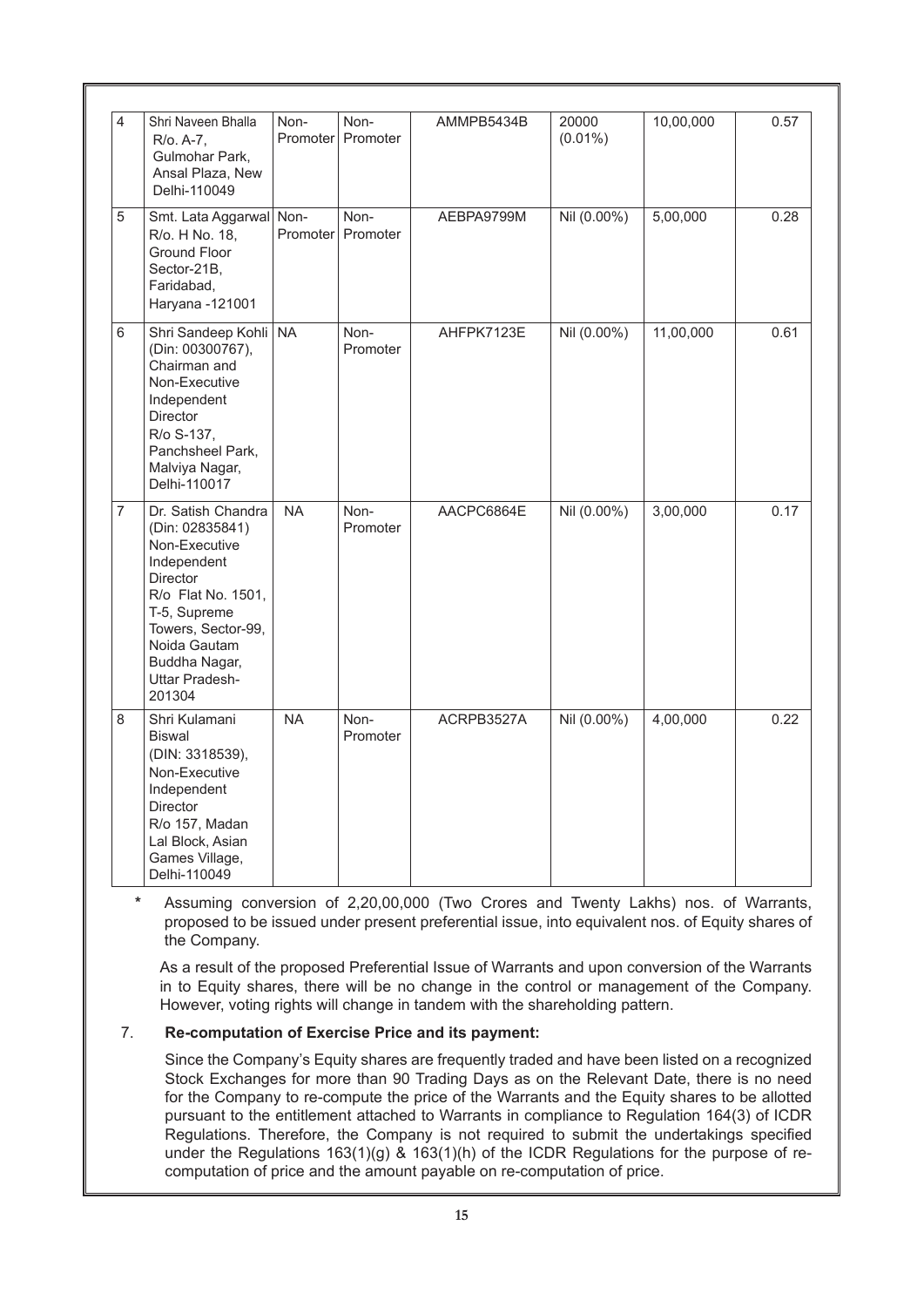| 4 | Shri Naveen Bhalla R/o. A-7, Gulmohar Park, Ansal Plaza, New Delhi-110049 | Non-Promoter | Non-Promoter | AMMPB5434B | 20000 (0.01%) | 10,00,000 | 0.57 |
|---|---|---|---|---|---|---|---|
| 5 | Smt. Lata Aggarwal R/o. H No. 18, Ground Floor Sector-21B, Faridabad, Haryana -121001 | Non-Promoter | Non-Promoter | AEBPA9799M | Nil (0.00%) | 5,00,000 | 0.28 |
| 6 | Shri Sandeep Kohli (Din: 00300767), Chairman and Non-Executive Independent Director R/o S-137, Panchsheel Park, Malviya Nagar, Delhi-110017 | NA | Non-Promoter | AHFPK7123E | Nil (0.00%) | 11,00,000 | 0.61 |
| 7 | Dr. Satish Chandra (Din: 02835841) Non-Executive Independent Director R/o Flat No. 1501, T-5, Supreme Towers, Sector-99, Noida Gautam Buddha Nagar, Uttar Pradesh-201304 | NA | Non-Promoter | AACPC6864E | Nil (0.00%) | 3,00,000 | 0.17 |
| 8 | Shri Kulamani Biswal (DIN: 3318539), Non-Executive Independent Director R/o 157, Madan Lal Block, Asian Games Village, Delhi-110049 | NA | Non-Promoter | ACRPB3527A | Nil (0.00%) | 4,00,000 | 0.22 |

\* Assuming conversion of 2,20,00,000 (Two Crores and Twenty Lakhs) nos. of Warrants, proposed to be issued under present preferential issue, into equivalent nos. of Equity shares of the Company.

As a result of the proposed Preferential Issue of Warrants and upon conversion of the Warrants in to Equity shares, there will be no change in the control or management of the Company. However, voting rights will change in tandem with the shareholding pattern.

7. **Re-computation of Exercise Price and its payment:**

Since the Company's Equity shares are frequently traded and have been listed on a recognized Stock Exchanges for more than 90 Trading Days as on the Relevant Date, there is no need for the Company to re-compute the price of the Warrants and the Equity shares to be allotted pursuant to the entitlement attached to Warrants in compliance to Regulation 164(3) of ICDR Regulations. Therefore, the Company is not required to submit the undertakings specified under the Regulations 163(1)(g) & 163(1)(h) of the ICDR Regulations for the purpose of re-computation of price and the amount payable on re-computation of price.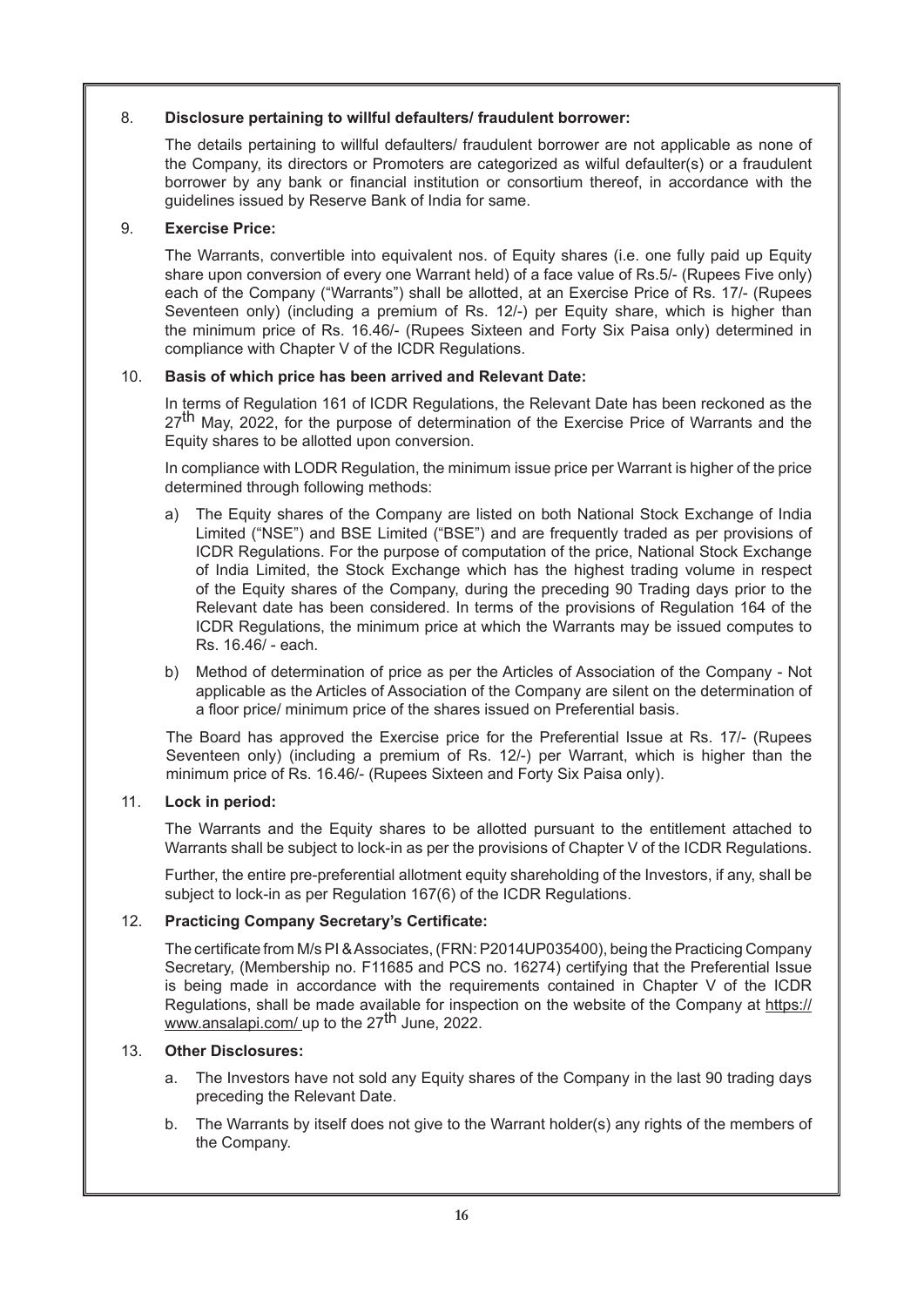8. **Disclosure pertaining to willful defaulters/ fraudulent borrower:**

   The details pertaining to willful defaulters/ fraudulent borrower are not applicable as none of the Company, its directors or Promoters are categorized as wilful defaulter(s) or a fraudulent borrower by any bank or financial institution or consortium thereof, in accordance with the guidelines issued by Reserve Bank of India for same.

9. **Exercise Price:**

   The Warrants, convertible into equivalent nos. of Equity shares (i.e. one fully paid up Equity share upon conversion of every one Warrant held) of a face value of Rs.5/- (Rupees Five only) each of the Company ("Warrants") shall be allotted, at an Exercise Price of Rs. 17/- (Rupees Seventeen only) (including a premium of Rs. 12/-) per Equity share, which is higher than the minimum price of Rs. 16.46/- (Rupees Sixteen and Forty Six Paisa only) determined in compliance with Chapter V of the ICDR Regulations.

10. **Basis of which price has been arrived and Relevant Date:**

    In terms of Regulation 161 of ICDR Regulations, the Relevant Date has been reckoned as the 27th May, 2022, for the purpose of determination of the Exercise Price of Warrants and the Equity shares to be allotted upon conversion.

    In compliance with LODR Regulation, the minimum issue price per Warrant is higher of the price determined through following methods:

    a) The Equity shares of the Company are listed on both National Stock Exchange of India Limited ("NSE") and BSE Limited ("BSE") and are frequently traded as per provisions of ICDR Regulations. For the purpose of computation of the price, National Stock Exchange of India Limited, the Stock Exchange which has the highest trading volume in respect of the Equity shares of the Company, during the preceding 90 Trading days prior to the Relevant date has been considered. In terms of the provisions of Regulation 164 of the ICDR Regulations, the minimum price at which the Warrants may be issued computes to Rs. 16.46/ - each.

    b) Method of determination of price as per the Articles of Association of the Company - Not applicable as the Articles of Association of the Company are silent on the determination of a floor price/ minimum price of the shares issued on Preferential basis.

    The Board has approved the Exercise price for the Preferential Issue at Rs. 17/- (Rupees Seventeen only) (including a premium of Rs. 12/-) per Warrant, which is higher than the minimum price of Rs. 16.46/- (Rupees Sixteen and Forty Six Paisa only).

11. **Lock in period:**

    The Warrants and the Equity shares to be allotted pursuant to the entitlement attached to Warrants shall be subject to lock-in as per the provisions of Chapter V of the ICDR Regulations.

    Further, the entire pre-preferential allotment equity shareholding of the Investors, if any, shall be subject to lock-in as per Regulation 167(6) of the ICDR Regulations.

12. **Practicing Company Secretary's Certificate:**

    The certificate from M/s PI & Associates, (FRN: P2014UP035400), being the Practicing Company Secretary, (Membership no. F11685 and PCS no. 16274) certifying that the Preferential Issue is being made in accordance with the requirements contained in Chapter V of the ICDR Regulations, shall be made available for inspection on the website of the Company at https://www.ansalapi.com/ up to the 27th June, 2022.

13. **Other Disclosures:**

    a. The Investors have not sold any Equity shares of the Company in the last 90 trading days preceding the Relevant Date.

    b. The Warrants by itself does not give to the Warrant holder(s) any rights of the members of the Company.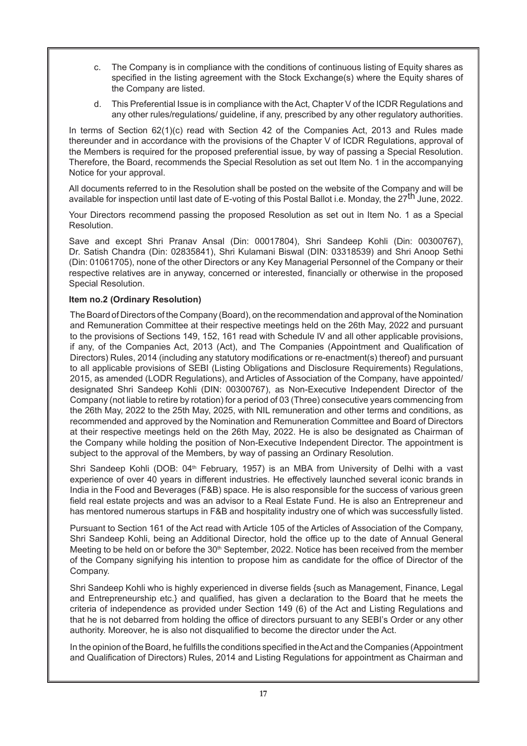c. The Company is in compliance with the conditions of continuous listing of Equity shares as specified in the listing agreement with the Stock Exchange(s) where the Equity shares of the Company are listed.

d. This Preferential Issue is in compliance with the Act, Chapter V of the ICDR Regulations and any other rules/regulations/ guideline, if any, prescribed by any other regulatory authorities.

In terms of Section 62(1)(c) read with Section 42 of the Companies Act, 2013 and Rules made thereunder and in accordance with the provisions of the Chapter V of ICDR Regulations, approval of the Members is required for the proposed preferential issue, by way of passing a Special Resolution. Therefore, the Board, recommends the Special Resolution as set out Item No. 1 in the accompanying Notice for your approval.

All documents referred to in the Resolution shall be posted on the website of the Company and will be available for inspection until last date of E-voting of this Postal Ballot i.e. Monday, the 27th June, 2022.

Your Directors recommend passing the proposed Resolution as set out in Item No. 1 as a Special Resolution.

Save and except Shri Pranav Ansal (Din: 00017804), Shri Sandeep Kohli (Din: 00300767), Dr. Satish Chandra (Din: 02835841), Shri Kulamani Biswal (DIN: 03318539) and Shri Anoop Sethi (Din: 01061705), none of the other Directors or any Key Managerial Personnel of the Company or their respective relatives are in anyway, concerned or interested, financially or otherwise in the proposed Special Resolution.

**Item no.2 (Ordinary Resolution)**

The Board of Directors of the Company (Board), on the recommendation and approval of the Nomination and Remuneration Committee at their respective meetings held on the 26th May, 2022 and pursuant to the provisions of Sections 149, 152, 161 read with Schedule IV and all other applicable provisions, if any, of the Companies Act, 2013 (Act), and The Companies (Appointment and Qualification of Directors) Rules, 2014 (including any statutory modifications or re-enactment(s) thereof) and pursuant to all applicable provisions of SEBI (Listing Obligations and Disclosure Requirements) Regulations, 2015, as amended (LODR Regulations), and Articles of Association of the Company, have appointed/ designated Shri Sandeep Kohli (DIN: 00300767), as Non-Executive Independent Director of the Company (not liable to retire by rotation) for a period of 03 (Three) consecutive years commencing from the 26th May, 2022 to the 25th May, 2025, with NIL remuneration and other terms and conditions, as recommended and approved by the Nomination and Remuneration Committee and Board of Directors at their respective meetings held on the 26th May, 2022. He is also be designated as Chairman of the Company while holding the position of Non-Executive Independent Director. The appointment is subject to the approval of the Members, by way of passing an Ordinary Resolution.

Shri Sandeep Kohli (DOB: 04th February, 1957) is an MBA from University of Delhi with a vast experience of over 40 years in different industries. He effectively launched several iconic brands in India in the Food and Beverages (F&B) space. He is also responsible for the success of various green field real estate projects and was an advisor to a Real Estate Fund. He is also an Entrepreneur and has mentored numerous startups in F&B and hospitality industry one of which was successfully listed.

Pursuant to Section 161 of the Act read with Article 105 of the Articles of Association of the Company, Shri Sandeep Kohli, being an Additional Director, hold the office up to the date of Annual General Meeting to be held on or before the 30th September, 2022. Notice has been received from the member of the Company signifying his intention to propose him as candidate for the office of Director of the Company.

Shri Sandeep Kohli who is highly experienced in diverse fields {such as Management, Finance, Legal and Entrepreneurship etc.} and qualified, has given a declaration to the Board that he meets the criteria of independence as provided under Section 149 (6) of the Act and Listing Regulations and that he is not debarred from holding the office of directors pursuant to any SEBI's Order or any other authority. Moreover, he is also not disqualified to become the director under the Act.

In the opinion of the Board, he fulfills the conditions specified in the Act and the Companies (Appointment and Qualification of Directors) Rules, 2014 and Listing Regulations for appointment as Chairman and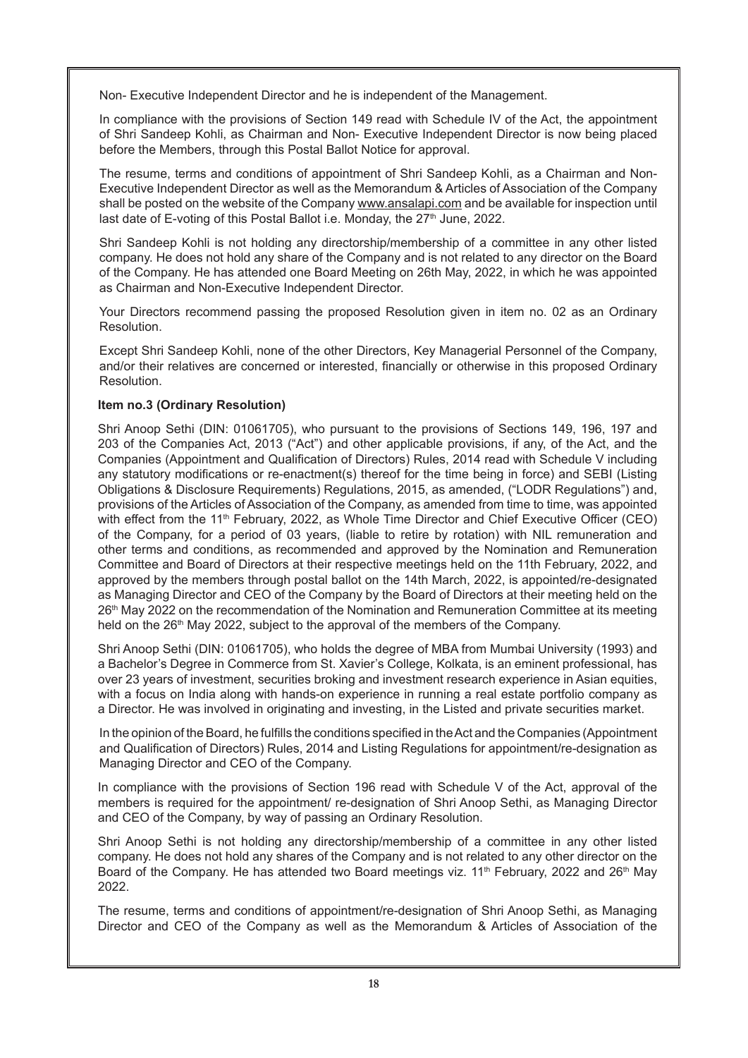Non- Executive Independent Director and he is independent of the Management.

In compliance with the provisions of Section 149 read with Schedule IV of the Act, the appointment of Shri Sandeep Kohli, as Chairman and Non- Executive Independent Director is now being placed before the Members, through this Postal Ballot Notice for approval.

The resume, terms and conditions of appointment of Shri Sandeep Kohli, as a Chairman and Non-Executive Independent Director as well as the Memorandum & Articles of Association of the Company shall be posted on the website of the Company www.ansalapi.com and be available for inspection until last date of E-voting of this Postal Ballot i.e. Monday, the 27th June, 2022.

Shri Sandeep Kohli is not holding any directorship/membership of a committee in any other listed company. He does not hold any share of the Company and is not related to any director on the Board of the Company. He has attended one Board Meeting on 26th May, 2022, in which he was appointed as Chairman and Non-Executive Independent Director.

Your Directors recommend passing the proposed Resolution given in item no. 02 as an Ordinary Resolution.

Except Shri Sandeep Kohli, none of the other Directors, Key Managerial Personnel of the Company, and/or their relatives are concerned or interested, financially or otherwise in this proposed Ordinary Resolution.

**Item no.3 (Ordinary Resolution)**

Shri Anoop Sethi (DIN: 01061705), who pursuant to the provisions of Sections 149, 196, 197 and 203 of the Companies Act, 2013 ("Act") and other applicable provisions, if any, of the Act, and the Companies (Appointment and Qualification of Directors) Rules, 2014 read with Schedule V including any statutory modifications or re-enactment(s) thereof for the time being in force) and SEBI (Listing Obligations & Disclosure Requirements) Regulations, 2015, as amended, ("LODR Regulations") and, provisions of the Articles of Association of the Company, as amended from time to time, was appointed with effect from the 11th February, 2022, as Whole Time Director and Chief Executive Officer (CEO) of the Company, for a period of 03 years, (liable to retire by rotation) with NIL remuneration and other terms and conditions, as recommended and approved by the Nomination and Remuneration Committee and Board of Directors at their respective meetings held on the 11th February, 2022, and approved by the members through postal ballot on the 14th March, 2022, is appointed/re-designated as Managing Director and CEO of the Company by the Board of Directors at their meeting held on the 26th May 2022 on the recommendation of the Nomination and Remuneration Committee at its meeting held on the 26th May 2022, subject to the approval of the members of the Company.

Shri Anoop Sethi (DIN: 01061705), who holds the degree of MBA from Mumbai University (1993) and a Bachelor's Degree in Commerce from St. Xavier's College, Kolkata, is an eminent professional, has over 23 years of investment, securities broking and investment research experience in Asian equities, with a focus on India along with hands-on experience in running a real estate portfolio company as a Director. He was involved in originating and investing, in the Listed and private securities market.

In the opinion of the Board, he fulfills the conditions specified in the Act and the Companies (Appointment and Qualification of Directors) Rules, 2014 and Listing Regulations for appointment/re-designation as Managing Director and CEO of the Company.

In compliance with the provisions of Section 196 read with Schedule V of the Act, approval of the members is required for the appointment/ re-designation of Shri Anoop Sethi, as Managing Director and CEO of the Company, by way of passing an Ordinary Resolution.

Shri Anoop Sethi is not holding any directorship/membership of a committee in any other listed company. He does not hold any shares of the Company and is not related to any other director on the Board of the Company. He has attended two Board meetings viz. 11th February, 2022 and 26th May 2022.

The resume, terms and conditions of appointment/re-designation of Shri Anoop Sethi, as Managing Director and CEO of the Company as well as the Memorandum & Articles of Association of the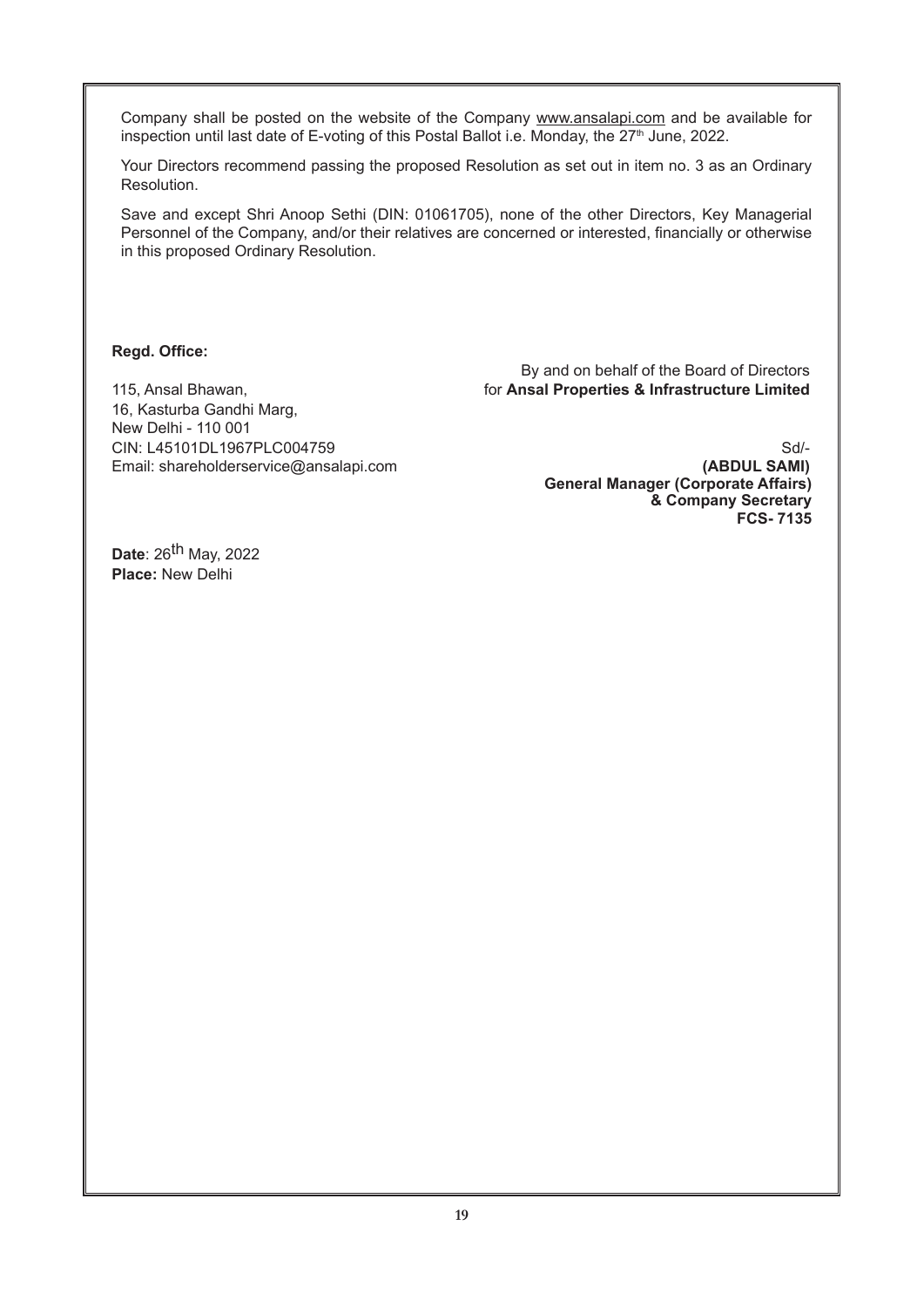Company shall be posted on the website of the Company www.ansalapi.com and be available for inspection until last date of E-voting of this Postal Ballot i.e. Monday, the 27th June, 2022.

Your Directors recommend passing the proposed Resolution as set out in item no. 3 as an Ordinary Resolution.

Save and except Shri Anoop Sethi (DIN: 01061705), none of the other Directors, Key Managerial Personnel of the Company, and/or their relatives are concerned or interested, financially or otherwise in this proposed Ordinary Resolution.

**Regd. Office:**

115, Ansal Bhawan,
16, Kasturba Gandhi Marg,
New Delhi - 110 001
CIN: L45101DL1967PLC004759
Email: shareholderservice@ansalapi.com

By and on behalf of the Board of Directors
for **Ansal Properties & Infrastructure Limited**

Sd/-
**(ABDUL SAMI)**
**General Manager (Corporate Affairs)**
**& Company Secretary**
**FCS- 7135**

**Date**: 26th May, 2022
**Place:** New Delhi